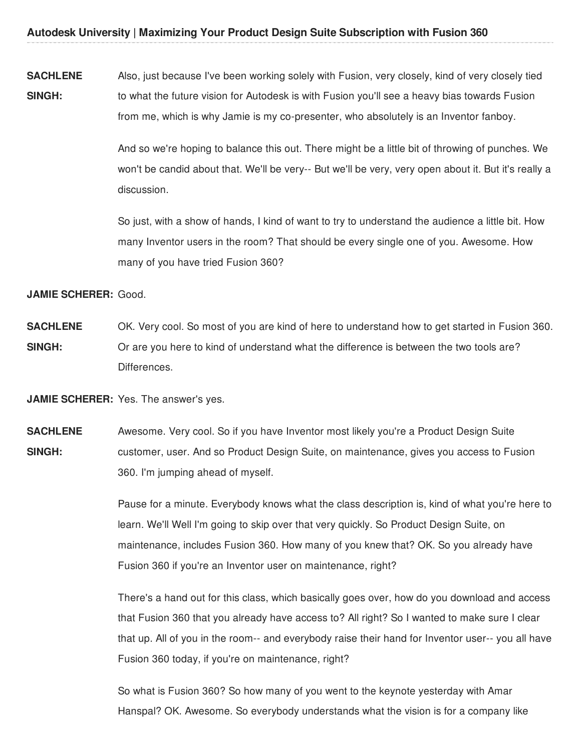**SACHLENE SINGH:** Also, just because I've been working solely with Fusion, very closely, kind of very closely tied to what the future vision for Autodesk is with Fusion you'll see a heavy bias towards Fusion from me, which is why Jamie is my co-presenter, who absolutely is an Inventor fanboy.

And so we're hoping to balance this out. There might be a little bit of throwing of punches. We won't be candid about that. We'll be very-- But we'll be very, very open about it. But it's really a discussion.

So just, with a show of hands, I kind of want to try to understand the audience a little bit. How many Inventor users in the room? That should be every single one of you. Awesome. How many of you have tried Fusion 360?

**JAMIE SCHERER:** Good.

**SACHLENE SINGH:** OK. Very cool. So most of you are kind of here to understand how to get started in Fusion 360. Or are you here to kind of understand what the difference is between the two tools are? Differences.

**JAMIE SCHERER:** Yes. The answer's yes.

**SACHLENE SINGH:** Awesome. Very cool. So if you have Inventor most likely you're a Product Design Suite customer, user. And so Product Design Suite, on maintenance, gives you access to Fusion 360. I'm jumping ahead of myself.

Pause for a minute. Everybody knows what the class description is, kind of what you're here to learn. We'll Well I'm going to skip over that very quickly. So Product Design Suite, on maintenance, includes Fusion 360. How many of you knew that? OK. So you already have Fusion 360 if you're an Inventor user on maintenance, right?

There's a hand out for this class, which basically goes over, how do you download and access that Fusion 360 that you already have access to? All right? So I wanted to make sure I clear that up. All of you in the room-- and everybody raise their hand for Inventor user-- you all have Fusion 360 today, if you're on maintenance, right?

So what is Fusion 360? So how many of you went to the keynote yesterday with Amar Hanspal? OK. Awesome. So everybody understands what the vision is for a company like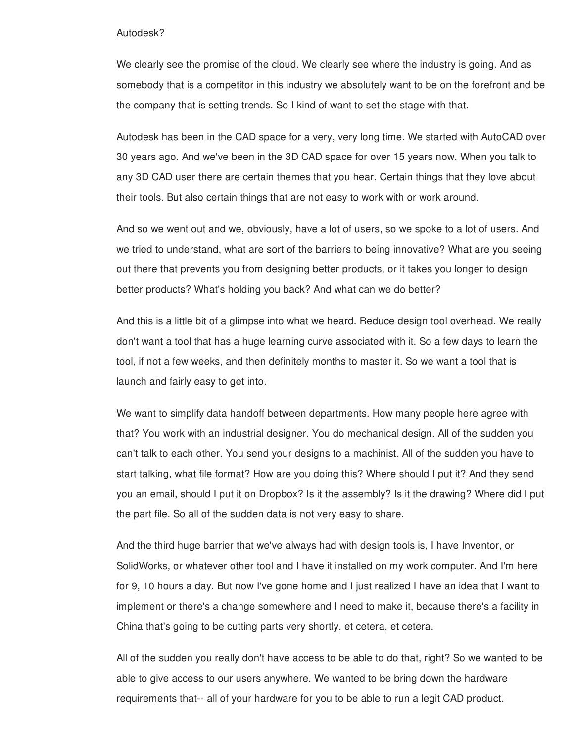Autodesk?

We clearly see the promise of the cloud. We clearly see where the industry is going. And as somebody that is a competitor in this industry we absolutely want to be on the forefront and be the company that is setting trends. So I kind of want to set the stage with that.

Autodesk has been in the CAD space for a very, very long time. We started with AutoCAD over 30 years ago. And we've been in the 3D CAD space for over 15 years now. When you talk to any 3D CAD user there are certain themes that you hear. Certain things that they love about their tools. But also certain things that are not easy to work with or work around.

And so we went out and we, obviously, have a lot of users, so we spoke to a lot of users. And we tried to understand, what are sort of the barriers to being innovative? What are you seeing out there that prevents you from designing better products, or it takes you longer to design better products? What's holding you back? And what can we do better?

And this is a little bit of a glimpse into what we heard. Reduce design tool overhead. We really don't want a tool that has a huge learning curve associated with it. So a few days to learn the tool, if not a few weeks, and then definitely months to master it. So we want a tool that is launch and fairly easy to get into.

We want to simplify data handoff between departments. How many people here agree with that? You work with an industrial designer. You do mechanical design. All of the sudden you can't talk to each other. You send your designs to a machinist. All of the sudden you have to start talking, what file format? How are you doing this? Where should I put it? And they send you an email, should I put it on Dropbox? Is it the assembly? Is it the drawing? Where did I put the part file. So all of the sudden data is not very easy to share.

And the third huge barrier that we've always had with design tools is, I have Inventor, or SolidWorks, or whatever other tool and I have it installed on my work computer. And I'm here for 9, 10 hours a day. But now I've gone home and I just realized I have an idea that I want to implement or there's a change somewhere and I need to make it, because there's a facility in China that's going to be cutting parts very shortly, et cetera, et cetera.

All of the sudden you really don't have access to be able to do that, right? So we wanted to be able to give access to our users anywhere. We wanted to be bring down the hardware requirements that-- all of your hardware for you to be able to run a legit CAD product.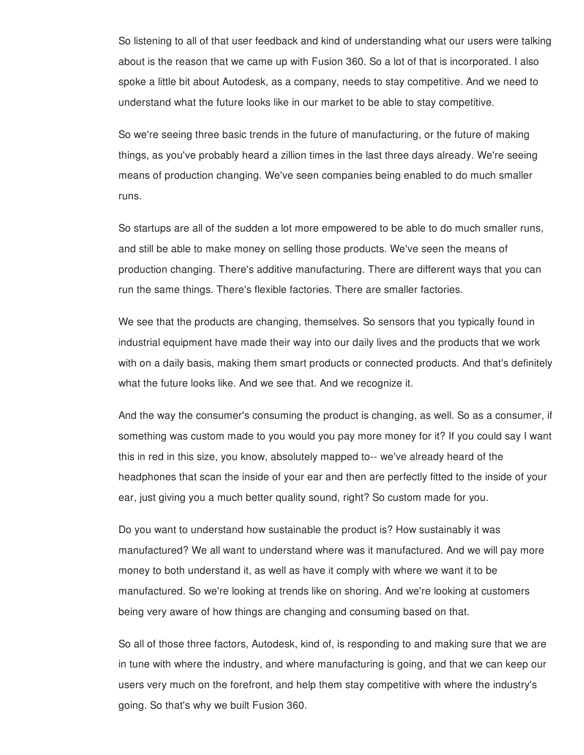So listening to all of that user feedback and kind of understanding what our users were talking about is the reason that we came up with Fusion 360. So a lot of that is incorporated. I also spoke a little bit about Autodesk, as a company, needs to stay competitive. And we need to understand what the future looks like in our market to be able to stay competitive.

So we're seeing three basic trends in the future of manufacturing, or the future of making things, as you've probably heard a zillion times in the last three days already. We're seeing means of production changing. We've seen companies being enabled to do much smaller runs.

So startups are all of the sudden a lot more empowered to be able to do much smaller runs, and still be able to make money on selling those products. We've seen the means of production changing. There's additive manufacturing. There are different ways that you can run the same things. There's flexible factories. There are smaller factories.

We see that the products are changing, themselves. So sensors that you typically found in industrial equipment have made their way into our daily lives and the products that we work with on a daily basis, making them smart products or connected products. And that's definitely what the future looks like. And we see that. And we recognize it.

And the way the consumer's consuming the product is changing, as well. So as a consumer, if something was custom made to you would you pay more money for it? If you could say I want this in red in this size, you know, absolutely mapped to-- we've already heard of the headphones that scan the inside of your ear and then are perfectly fitted to the inside of your ear, just giving you a much better quality sound, right? So custom made for you.

Do you want to understand how sustainable the product is? How sustainably it was manufactured? We all want to understand where was it manufactured. And we will pay more money to both understand it, as well as have it comply with where we want it to be manufactured. So we're looking at trends like on shoring. And we're looking at customers being very aware of how things are changing and consuming based on that.

So all of those three factors, Autodesk, kind of, is responding to and making sure that we are in tune with where the industry, and where manufacturing is going, and that we can keep our users very much on the forefront, and help them stay competitive with where the industry's going. So that's why we built Fusion 360.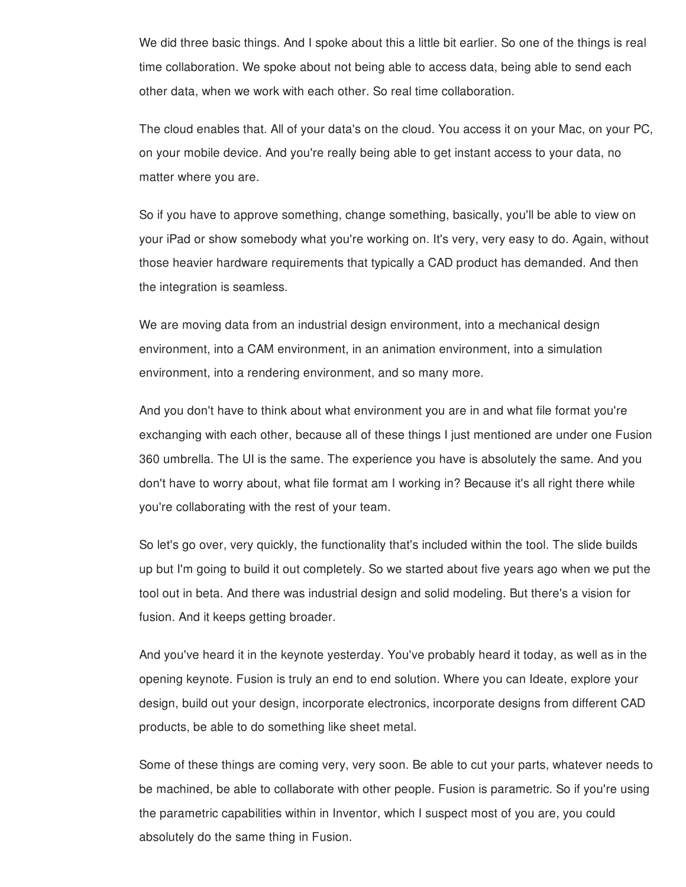We did three basic things. And I spoke about this a little bit earlier. So one of the things is real time collaboration. We spoke about not being able to access data, being able to send each other data, when we work with each other. So real time collaboration.

The cloud enables that. All of your data's on the cloud. You access it on your Mac, on your PC, on your mobile device. And you're really being able to get instant access to your data, no matter where you are.

So if you have to approve something, change something, basically, you'll be able to view on your iPad or show somebody what you're working on. It's very, very easy to do. Again, without those heavier hardware requirements that typically a CAD product has demanded. And then the integration is seamless.

We are moving data from an industrial design environment, into a mechanical design environment, into a CAM environment, in an animation environment, into a simulation environment, into a rendering environment, and so many more.

And you don't have to think about what environment you are in and what file format you're exchanging with each other, because all of these things I just mentioned are under one Fusion 360 umbrella. The UI is the same. The experience you have is absolutely the same. And you don't have to worry about, what file format am I working in? Because it's all right there while you're collaborating with the rest of your team.

So let's go over, very quickly, the functionality that's included within the tool. The slide builds up but I'm going to build it out completely. So we started about five years ago when we put the tool out in beta. And there was industrial design and solid modeling. But there's a vision for fusion. And it keeps getting broader.

And you've heard it in the keynote yesterday. You've probably heard it today, as well as in the opening keynote. Fusion is truly an end to end solution. Where you can Ideate, explore your design, build out your design, incorporate electronics, incorporate designs from different CAD products, be able to do something like sheet metal.

Some of these things are coming very, very soon. Be able to cut your parts, whatever needs to be machined, be able to collaborate with other people. Fusion is parametric. So if you're using the parametric capabilities within in Inventor, which I suspect most of you are, you could absolutely do the same thing in Fusion.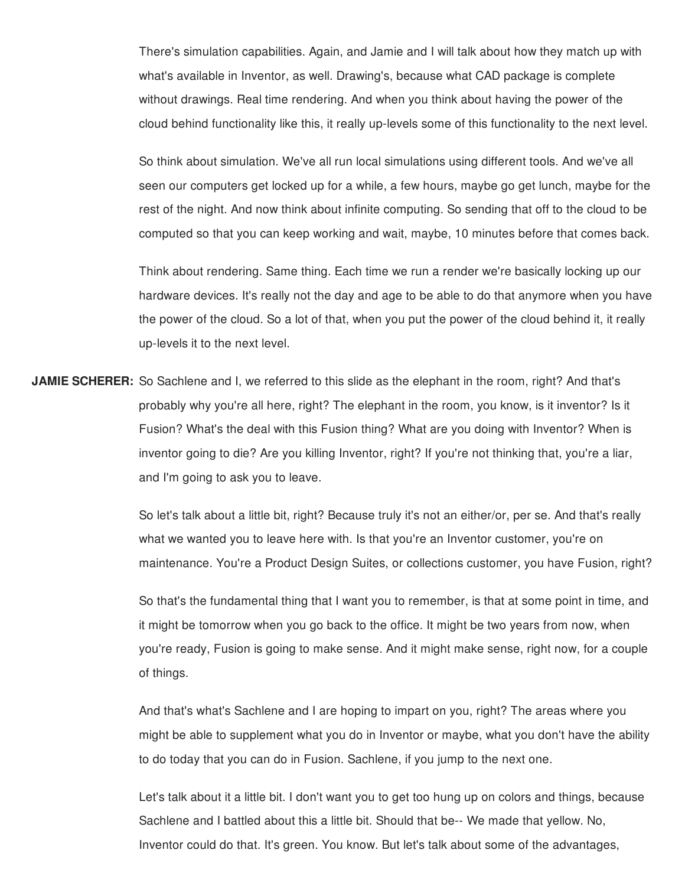There's simulation capabilities. Again, and Jamie and I will talk about how they match up with what's available in Inventor, as well. Drawing's, because what CAD package is complete without drawings. Real time rendering. And when you think about having the power of the cloud behind functionality like this, it really up-levels some of this functionality to the next level.

So think about simulation. We've all run local simulations using different tools. And we've all seen our computers get locked up for a while, a few hours, maybe go get lunch, maybe for the rest of the night. And now think about infinite computing. So sending that off to the cloud to be computed so that you can keep working and wait, maybe, 10 minutes before that comes back.

Think about rendering. Same thing. Each time we run a render we're basically locking up our hardware devices. It's really not the day and age to be able to do that anymore when you have the power of the cloud. So a lot of that, when you put the power of the cloud behind it, it really up-levels it to the next level.

**JAMIE SCHERER:** So Sachlene and I, we referred to this slide as the elephant in the room, right? And that's probably why you're all here, right? The elephant in the room, you know, is it inventor? Is it Fusion? What's the deal with this Fusion thing? What are you doing with Inventor? When is inventor going to die? Are you killing Inventor, right? If you're not thinking that, you're a liar, and I'm going to ask you to leave.

So let's talk about a little bit, right? Because truly it's not an either/or, per se. And that's really what we wanted you to leave here with. Is that you're an Inventor customer, you're on maintenance. You're a Product Design Suites, or collections customer, you have Fusion, right?

So that's the fundamental thing that I want you to remember, is that at some point in time, and it might be tomorrow when you go back to the office. It might be two years from now, when you're ready, Fusion is going to make sense. And it might make sense, right now, for a couple of things.

And that's what's Sachlene and I are hoping to impart on you, right? The areas where you might be able to supplement what you do in Inventor or maybe, what you don't have the ability to do today that you can do in Fusion. Sachlene, if you jump to the next one.

Let's talk about it a little bit. I don't want you to get too hung up on colors and things, because Sachlene and I battled about this a little bit. Should that be-- We made that yellow. No, Inventor could do that. It's green. You know. But let's talk about some of the advantages,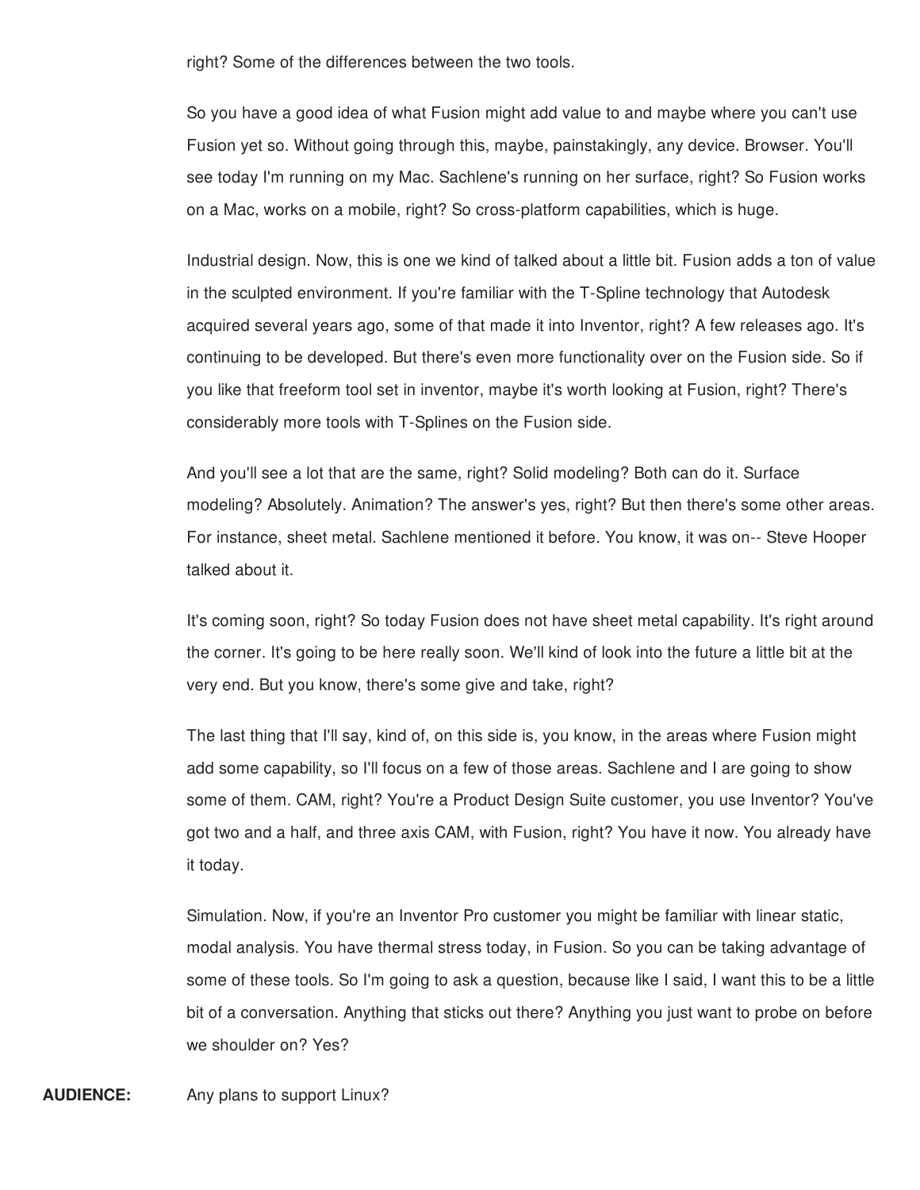right? Some of the differences between the two tools.

So you have a good idea of what Fusion might add value to and maybe where you can't use Fusion yet so. Without going through this, maybe, painstakingly, any device. Browser. You'll see today I'm running on my Mac. Sachlene's running on her surface, right? So Fusion works on a Mac, works on a mobile, right? So cross-platform capabilities, which is huge.

Industrial design. Now, this is one we kind of talked about a little bit. Fusion adds a ton of value in the sculpted environment. If you're familiar with the T-Spline technology that Autodesk acquired several years ago, some of that made it into Inventor, right? A few releases ago. It's continuing to be developed. But there's even more functionality over on the Fusion side. So if you like that freeform tool set in inventor, maybe it's worth looking at Fusion, right? There's considerably more tools with T-Splines on the Fusion side.

And you'll see a lot that are the same, right? Solid modeling? Both can do it. Surface modeling? Absolutely. Animation? The answer's yes, right? But then there's some other areas. For instance, sheet metal. Sachlene mentioned it before. You know, it was on-- Steve Hooper talked about it.

It's coming soon, right? So today Fusion does not have sheet metal capability. It's right around the corner. It's going to be here really soon. We'll kind of look into the future a little bit at the very end. But you know, there's some give and take, right?

The last thing that I'll say, kind of, on this side is, you know, in the areas where Fusion might add some capability, so I'll focus on a few of those areas. Sachlene and I are going to show some of them. CAM, right? You're a Product Design Suite customer, you use Inventor? You've got two and a half, and three axis CAM, with Fusion, right? You have it now. You already have it today.

Simulation. Now, if you're an Inventor Pro customer you might be familiar with linear static, modal analysis. You have thermal stress today, in Fusion. So you can be taking advantage of some of these tools. So I'm going to ask a question, because like I said, I want this to be a little bit of a conversation. Anything that sticks out there? Anything you just want to probe on before we shoulder on? Yes?

**AUDIENCE:** Any plans to support Linux?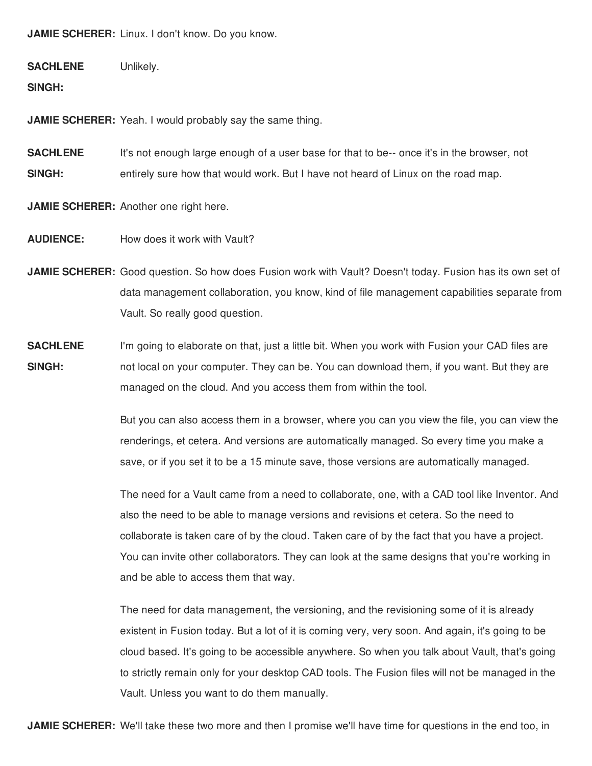**JAMIE SCHERER:** Linux. I don't know. Do you know.

**SACHLENE SINGH:** Unlikely.

**JAMIE SCHERER:** Yeah. I would probably say the same thing.

**SACHLENE SINGH:** It's not enough large enough of a user base for that to be-- once it's in the browser, not entirely sure how that would work. But I have not heard of Linux on the road map.

**JAMIE SCHERER:** Another one right here.

**AUDIENCE:** How does it work with Vault?

**JAMIE SCHERER:** Good question. So how does Fusion work with Vault? Doesn't today. Fusion has its own set of data management collaboration, you know, kind of file management capabilities separate from Vault. So really good question.

**SACHLENE SINGH:** I'm going to elaborate on that, just a little bit. When you work with Fusion your CAD files are not local on your computer. They can be. You can download them, if you want. But they are managed on the cloud. And you access them from within the tool.

But you can also access them in a browser, where you can you view the file, you can view the renderings, et cetera. And versions are automatically managed. So every time you make a save, or if you set it to be a 15 minute save, those versions are automatically managed.

The need for a Vault came from a need to collaborate, one, with a CAD tool like Inventor. And also the need to be able to manage versions and revisions et cetera. So the need to collaborate is taken care of by the cloud. Taken care of by the fact that you have a project. You can invite other collaborators. They can look at the same designs that you're working in and be able to access them that way.

The need for data management, the versioning, and the revisioning some of it is already existent in Fusion today. But a lot of it is coming very, very soon. And again, it's going to be cloud based. It's going to be accessible anywhere. So when you talk about Vault, that's going to strictly remain only for your desktop CAD tools. The Fusion files will not be managed in the Vault. Unless you want to do them manually.

**JAMIE SCHERER:** We'll take these two more and then I promise we'll have time for questions in the end too, in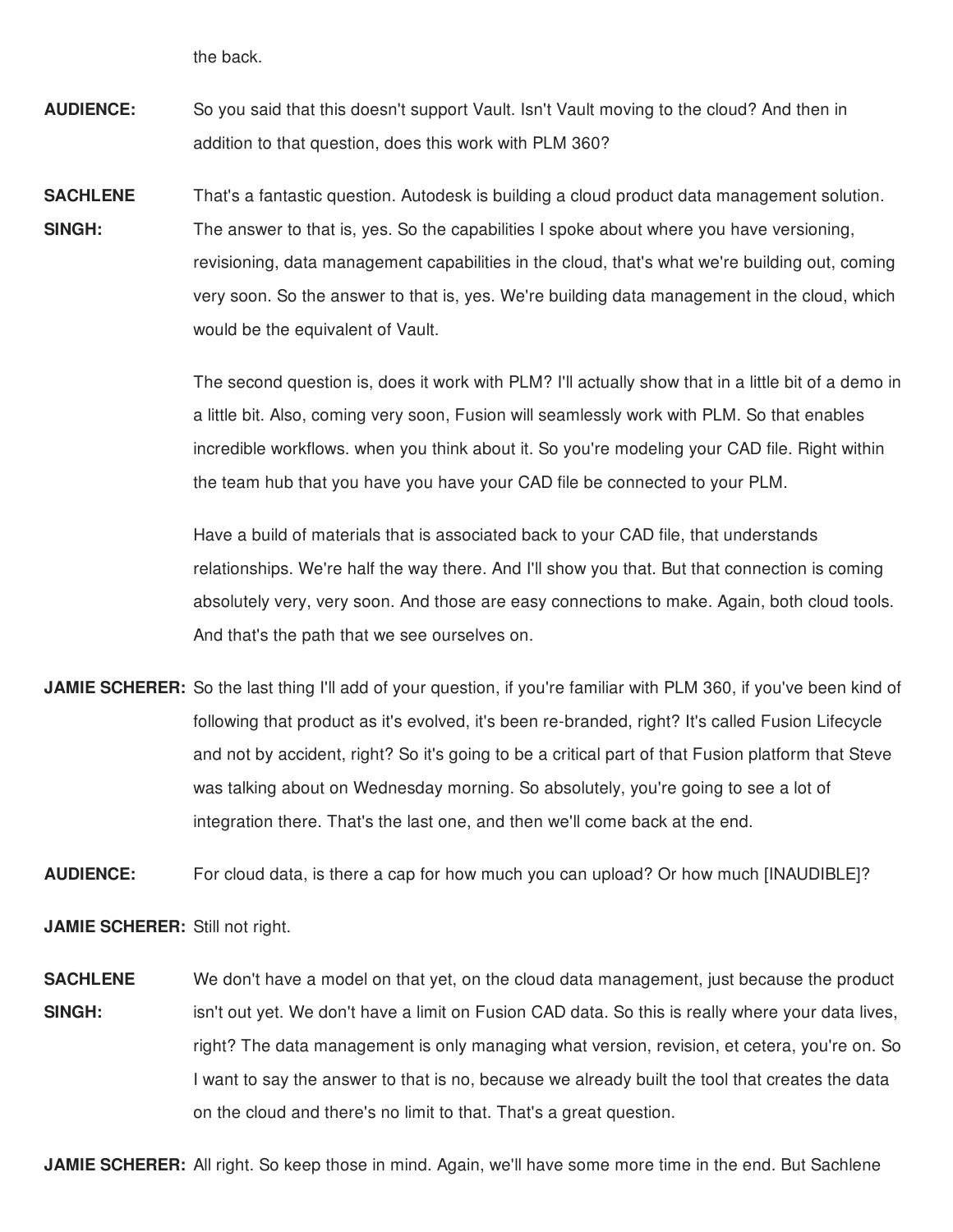the back.

**AUDIENCE:** So you said that this doesn't support Vault. Isn't Vault moving to the cloud? And then in addition to that question, does this work with PLM 360?

**SACHLENE SINGH:** That's a fantastic question. Autodesk is building a cloud product data management solution. The answer to that is, yes. So the capabilities I spoke about where you have versioning, revisioning, data management capabilities in the cloud, that's what we're building out, coming very soon. So the answer to that is, yes. We're building data management in the cloud, which would be the equivalent of Vault.

The second question is, does it work with PLM? I'll actually show that in a little bit of a demo in a little bit. Also, coming very soon, Fusion will seamlessly work with PLM. So that enables incredible workflows. when you think about it. So you're modeling your CAD file. Right within the team hub that you have you have your CAD file be connected to your PLM.

Have a build of materials that is associated back to your CAD file, that understands relationships. We're half the way there. And I'll show you that. But that connection is coming absolutely very, very soon. And those are easy connections to make. Again, both cloud tools. And that's the path that we see ourselves on.

**JAMIE SCHERER:** So the last thing I'll add of your question, if you're familiar with PLM 360, if you've been kind of following that product as it's evolved, it's been re-branded, right? It's called Fusion Lifecycle and not by accident, right? So it's going to be a critical part of that Fusion platform that Steve was talking about on Wednesday morning. So absolutely, you're going to see a lot of integration there. That's the last one, and then we'll come back at the end.

**AUDIENCE:** For cloud data, is there a cap for how much you can upload? Or how much [INAUDIBLE]?

**JAMIE SCHERER:** Still not right.

**SACHLENE SINGH:** We don't have a model on that yet, on the cloud data management, just because the product isn't out yet. We don't have a limit on Fusion CAD data. So this is really where your data lives, right? The data management is only managing what version, revision, et cetera, you're on. So I want to say the answer to that is no, because we already built the tool that creates the data on the cloud and there's no limit to that. That's a great question.

**JAMIE SCHERER:** All right. So keep those in mind. Again, we'll have some more time in the end. But Sachlene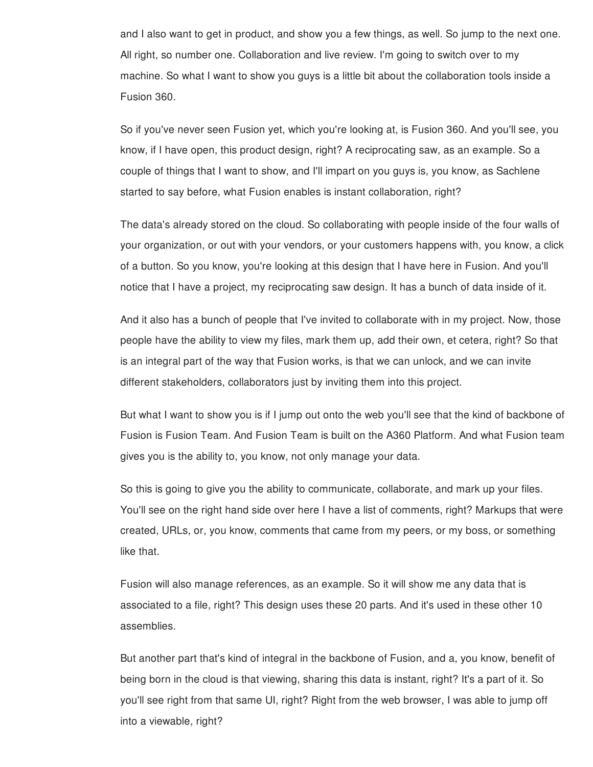and I also want to get in product, and show you a few things, as well. So jump to the next one. All right, so number one. Collaboration and live review. I'm going to switch over to my machine. So what I want to show you guys is a little bit about the collaboration tools inside a Fusion 360.

So if you've never seen Fusion yet, which you're looking at, is Fusion 360. And you'll see, you know, if I have open, this product design, right? A reciprocating saw, as an example. So a couple of things that I want to show, and I'll impart on you guys is, you know, as Sachlene started to say before, what Fusion enables is instant collaboration, right?

The data's already stored on the cloud. So collaborating with people inside of the four walls of your organization, or out with your vendors, or your customers happens with, you know, a click of a button. So you know, you're looking at this design that I have here in Fusion. And you'll notice that I have a project, my reciprocating saw design. It has a bunch of data inside of it.

And it also has a bunch of people that I've invited to collaborate with in my project. Now, those people have the ability to view my files, mark them up, add their own, et cetera, right? So that is an integral part of the way that Fusion works, is that we can unlock, and we can invite different stakeholders, collaborators just by inviting them into this project.

But what I want to show you is if I jump out onto the web you'll see that the kind of backbone of Fusion is Fusion Team. And Fusion Team is built on the A360 Platform. And what Fusion team gives you is the ability to, you know, not only manage your data.

So this is going to give you the ability to communicate, collaborate, and mark up your files. You'll see on the right hand side over here I have a list of comments, right? Markups that were created, URLs, or, you know, comments that came from my peers, or my boss, or something like that.

Fusion will also manage references, as an example. So it will show me any data that is associated to a file, right? This design uses these 20 parts. And it's used in these other 10 assemblies.

But another part that's kind of integral in the backbone of Fusion, and a, you know, benefit of being born in the cloud is that viewing, sharing this data is instant, right? It's a part of it. So you'll see right from that same UI, right? Right from the web browser, I was able to jump off into a viewable, right?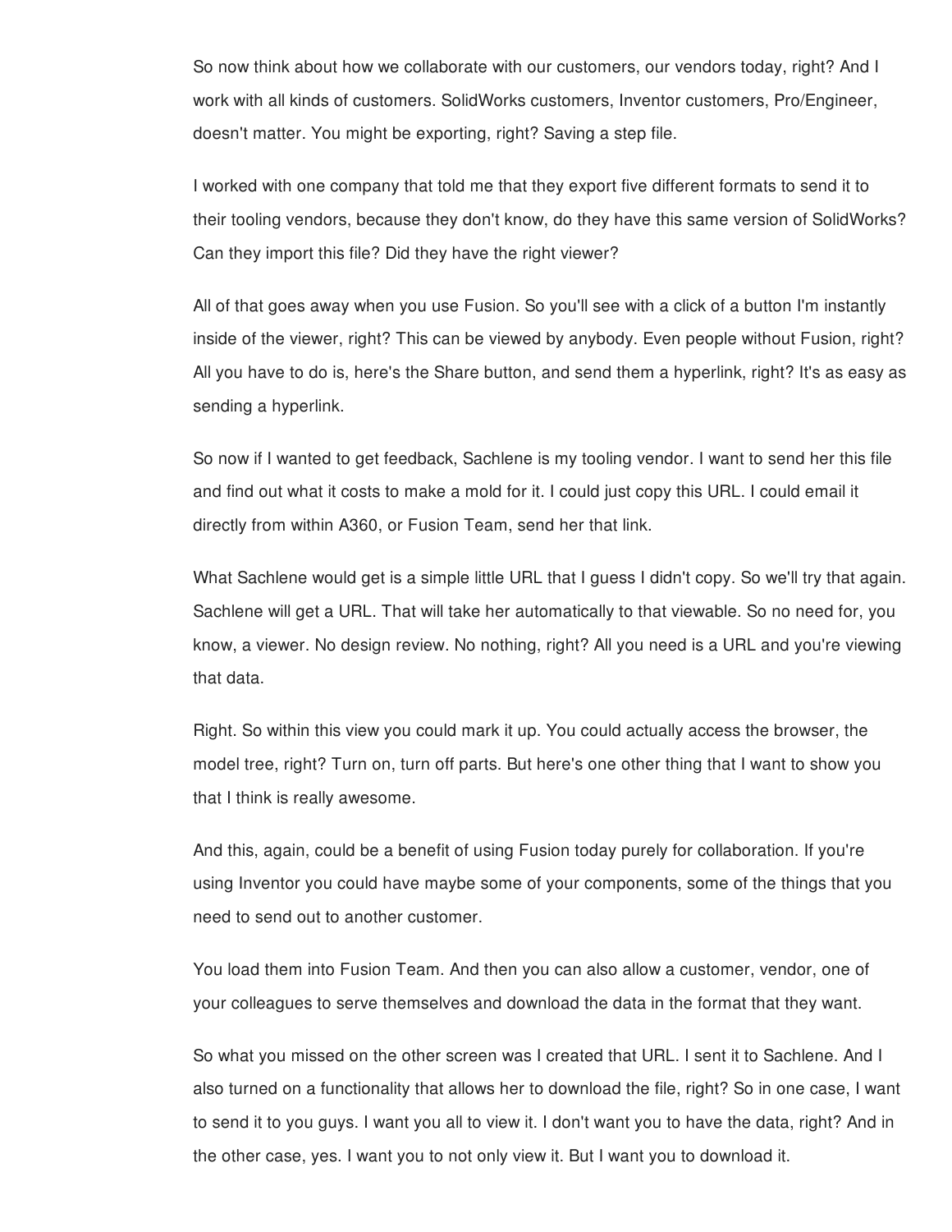So now think about how we collaborate with our customers, our vendors today, right? And I work with all kinds of customers. SolidWorks customers, Inventor customers, Pro/Engineer, doesn't matter. You might be exporting, right? Saving a step file.

I worked with one company that told me that they export five different formats to send it to their tooling vendors, because they don't know, do they have this same version of SolidWorks? Can they import this file? Did they have the right viewer?

All of that goes away when you use Fusion. So you'll see with a click of a button I'm instantly inside of the viewer, right? This can be viewed by anybody. Even people without Fusion, right? All you have to do is, here's the Share button, and send them a hyperlink, right? It's as easy as sending a hyperlink.

So now if I wanted to get feedback, Sachlene is my tooling vendor. I want to send her this file and find out what it costs to make a mold for it. I could just copy this URL. I could email it directly from within A360, or Fusion Team, send her that link.

What Sachlene would get is a simple little URL that I guess I didn't copy. So we'll try that again. Sachlene will get a URL. That will take her automatically to that viewable. So no need for, you know, a viewer. No design review. No nothing, right? All you need is a URL and you're viewing that data.

Right. So within this view you could mark it up. You could actually access the browser, the model tree, right? Turn on, turn off parts. But here's one other thing that I want to show you that I think is really awesome.

And this, again, could be a benefit of using Fusion today purely for collaboration. If you're using Inventor you could have maybe some of your components, some of the things that you need to send out to another customer.

You load them into Fusion Team. And then you can also allow a customer, vendor, one of your colleagues to serve themselves and download the data in the format that they want.

So what you missed on the other screen was I created that URL. I sent it to Sachlene. And I also turned on a functionality that allows her to download the file, right? So in one case, I want to send it to you guys. I want you all to view it. I don't want you to have the data, right? And in the other case, yes. I want you to not only view it. But I want you to download it.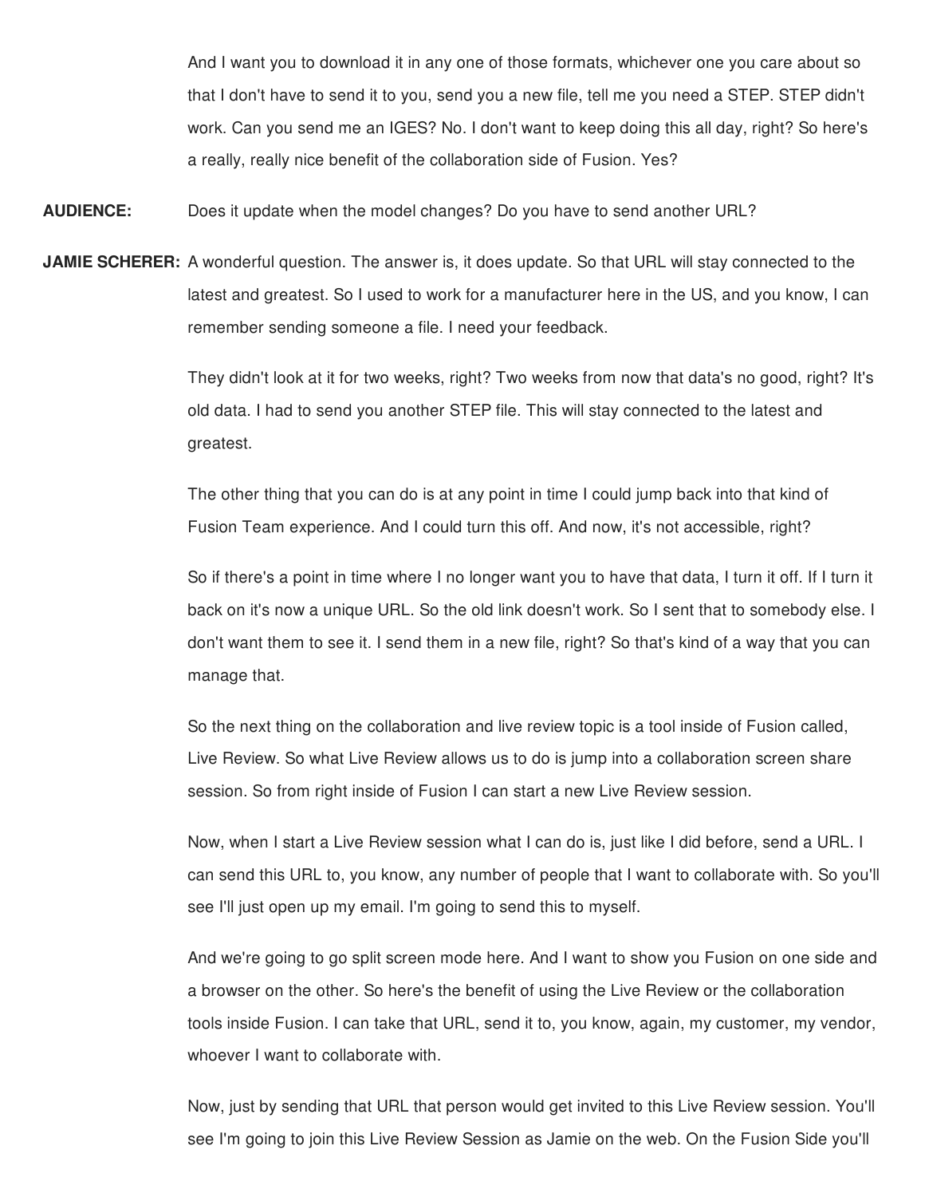And I want you to download it in any one of those formats, whichever one you care about so that I don't have to send it to you, send you a new file, tell me you need a STEP. STEP didn't work. Can you send me an IGES? No. I don't want to keep doing this all day, right? So here's a really, really nice benefit of the collaboration side of Fusion. Yes?

**AUDIENCE:** Does it update when the model changes? Do you have to send another URL?

**JAMIE SCHERER:** A wonderful question. The answer is, it does update. So that URL will stay connected to the latest and greatest. So I used to work for a manufacturer here in the US, and you know, I can remember sending someone a file. I need your feedback.

They didn't look at it for two weeks, right? Two weeks from now that data's no good, right? It's old data. I had to send you another STEP file. This will stay connected to the latest and greatest.

The other thing that you can do is at any point in time I could jump back into that kind of Fusion Team experience. And I could turn this off. And now, it's not accessible, right?

So if there's a point in time where I no longer want you to have that data, I turn it off. If I turn it back on it's now a unique URL. So the old link doesn't work. So I sent that to somebody else. I don't want them to see it. I send them in a new file, right? So that's kind of a way that you can manage that.

So the next thing on the collaboration and live review topic is a tool inside of Fusion called, Live Review. So what Live Review allows us to do is jump into a collaboration screen share session. So from right inside of Fusion I can start a new Live Review session.

Now, when I start a Live Review session what I can do is, just like I did before, send a URL. I can send this URL to, you know, any number of people that I want to collaborate with. So you'll see I'll just open up my email. I'm going to send this to myself.

And we're going to go split screen mode here. And I want to show you Fusion on one side and a browser on the other. So here's the benefit of using the Live Review or the collaboration tools inside Fusion. I can take that URL, send it to, you know, again, my customer, my vendor, whoever I want to collaborate with.

Now, just by sending that URL that person would get invited to this Live Review session. You'll see I'm going to join this Live Review Session as Jamie on the web. On the Fusion Side you'll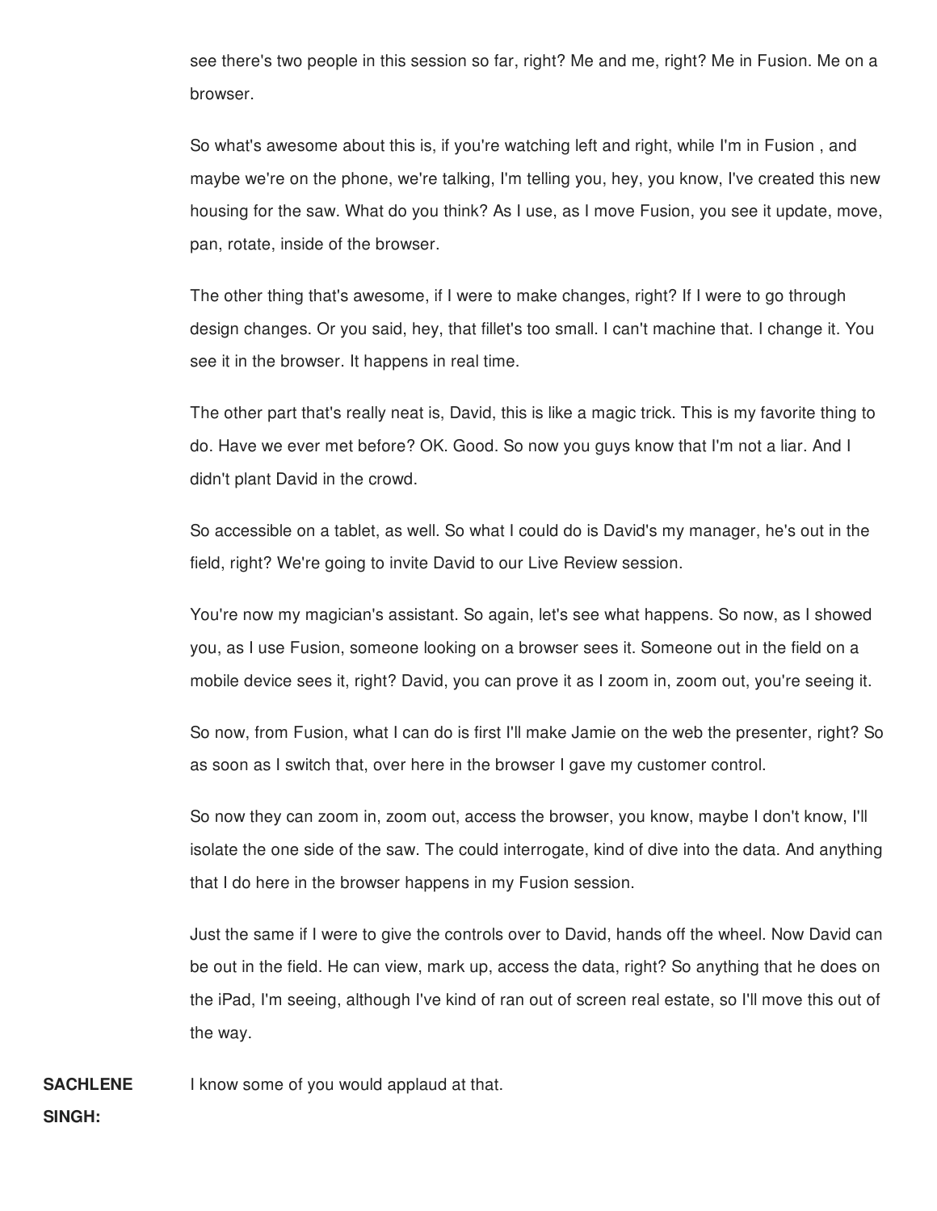see there's two people in this session so far, right? Me and me, right? Me in Fusion. Me on a browser.

So what's awesome about this is, if you're watching left and right, while I'm in Fusion , and maybe we're on the phone, we're talking, I'm telling you, hey, you know, I've created this new housing for the saw. What do you think? As I use, as I move Fusion, you see it update, move, pan, rotate, inside of the browser.

The other thing that's awesome, if I were to make changes, right? If I were to go through design changes. Or you said, hey, that fillet's too small. I can't machine that. I change it. You see it in the browser. It happens in real time.

The other part that's really neat is, David, this is like a magic trick. This is my favorite thing to do. Have we ever met before? OK. Good. So now you guys know that I'm not a liar. And I didn't plant David in the crowd.

So accessible on a tablet, as well. So what I could do is David's my manager, he's out in the field, right? We're going to invite David to our Live Review session.

You're now my magician's assistant. So again, let's see what happens. So now, as I showed you, as I use Fusion, someone looking on a browser sees it. Someone out in the field on a mobile device sees it, right? David, you can prove it as I zoom in, zoom out, you're seeing it.

So now, from Fusion, what I can do is first I'll make Jamie on the web the presenter, right? So as soon as I switch that, over here in the browser I gave my customer control.

So now they can zoom in, zoom out, access the browser, you know, maybe I don't know, I'll isolate the one side of the saw. The could interrogate, kind of dive into the data. And anything that I do here in the browser happens in my Fusion session.

Just the same if I were to give the controls over to David, hands off the wheel. Now David can be out in the field. He can view, mark up, access the data, right? So anything that he does on the iPad, I'm seeing, although I've kind of ran out of screen real estate, so I'll move this out of the way.

**SACHLENE SINGH:** I know some of you would applaud at that.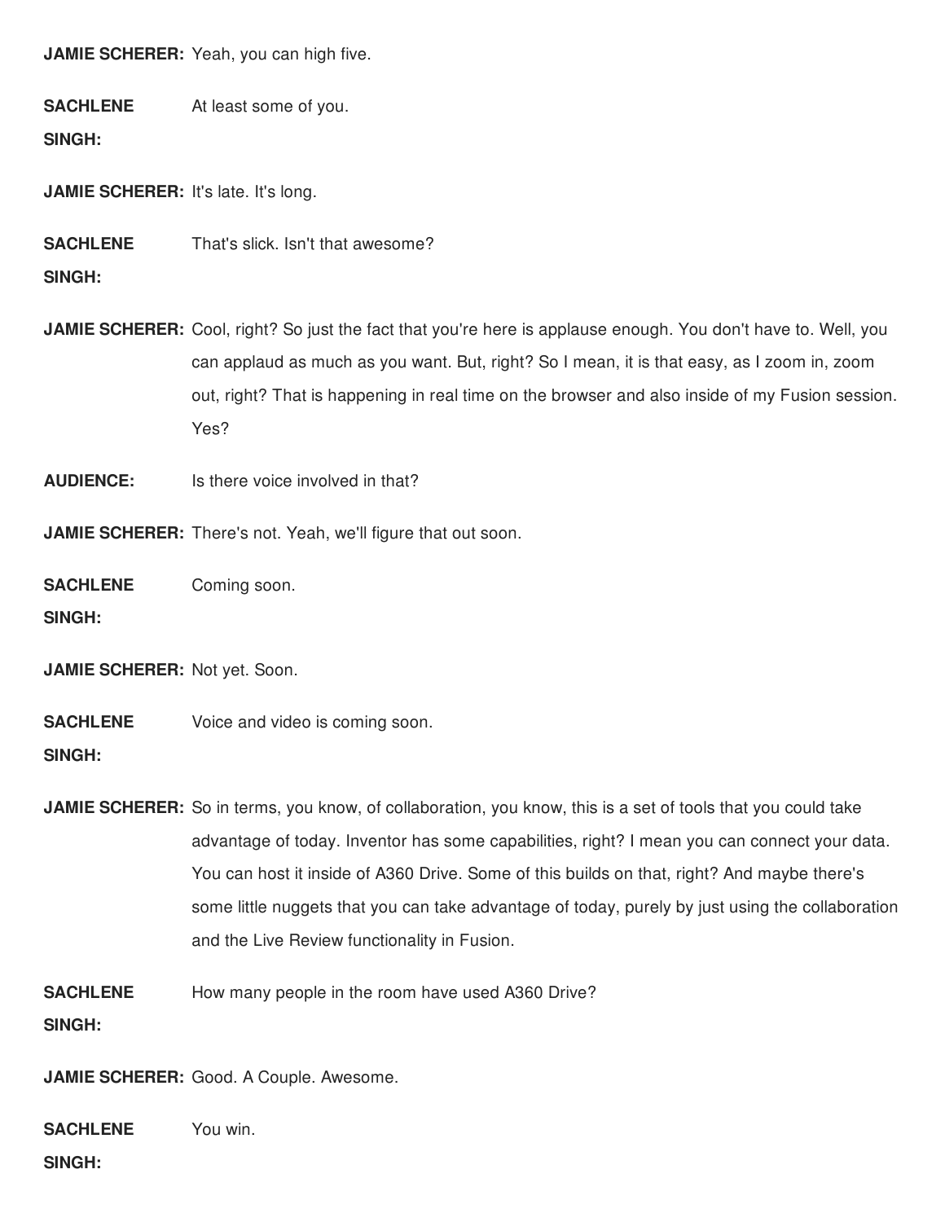**JAMIE SCHERER:** Yeah, you can high five.

**SACHLENE SINGH:** At least some of you.

**JAMIE SCHERER:** It's late. It's long.

**SACHLENE SINGH:** That's slick. Isn't that awesome?

**JAMIE SCHERER:** Cool, right? So just the fact that you're here is applause enough. You don't have to. Well, you can applaud as much as you want. But, right? So I mean, it is that easy, as I zoom in, zoom out, right? That is happening in real time on the browser and also inside of my Fusion session. Yes?

**AUDIENCE:** Is there voice involved in that?

**JAMIE SCHERER:** There's not. Yeah, we'll figure that out soon.

**SACHLENE SINGH:** Coming soon.

**JAMIE SCHERER:** Not yet. Soon.

**SACHLENE SINGH:** Voice and video is coming soon.

**JAMIE SCHERER:** So in terms, you know, of collaboration, you know, this is a set of tools that you could take advantage of today. Inventor has some capabilities, right? I mean you can connect your data. You can host it inside of A360 Drive. Some of this builds on that, right? And maybe there's some little nuggets that you can take advantage of today, purely by just using the collaboration and the Live Review functionality in Fusion.

**SACHLENE SINGH:** How many people in the room have used A360 Drive?

**JAMIE SCHERER:** Good. A Couple. Awesome.

**SACHLENE SINGH:** You win.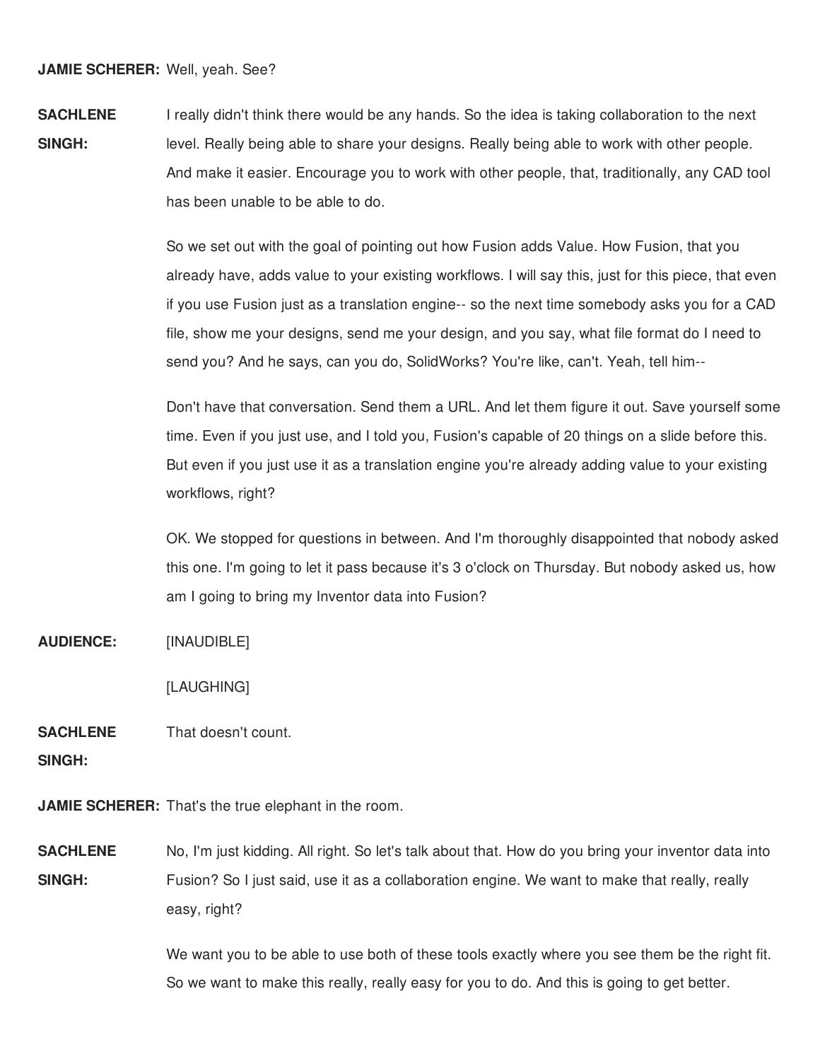**JAMIE SCHERER:** Well, yeah. See?

**SACHLENE SINGH:** I really didn't think there would be any hands. So the idea is taking collaboration to the next level. Really being able to share your designs. Really being able to work with other people. And make it easier. Encourage you to work with other people, that, traditionally, any CAD tool has been unable to be able to do.

So we set out with the goal of pointing out how Fusion adds Value. How Fusion, that you already have, adds value to your existing workflows. I will say this, just for this piece, that even if you use Fusion just as a translation engine-- so the next time somebody asks you for a CAD file, show me your designs, send me your design, and you say, what file format do I need to send you? And he says, can you do, SolidWorks? You're like, can't. Yeah, tell him--

Don't have that conversation. Send them a URL. And let them figure it out. Save yourself some time. Even if you just use, and I told you, Fusion's capable of 20 things on a slide before this. But even if you just use it as a translation engine you're already adding value to your existing workflows, right?

OK. We stopped for questions in between. And I'm thoroughly disappointed that nobody asked this one. I'm going to let it pass because it's 3 o'clock on Thursday. But nobody asked us, how am I going to bring my Inventor data into Fusion?

**AUDIENCE:** [INAUDIBLE]

[LAUGHING]

**SACHLENE SINGH:** That doesn't count.

**JAMIE SCHERER:** That's the true elephant in the room.

**SACHLENE SINGH:** No, I'm just kidding. All right. So let's talk about that. How do you bring your inventor data into Fusion? So I just said, use it as a collaboration engine. We want to make that really, really easy, right?

We want you to be able to use both of these tools exactly where you see them be the right fit. So we want to make this really, really easy for you to do. And this is going to get better.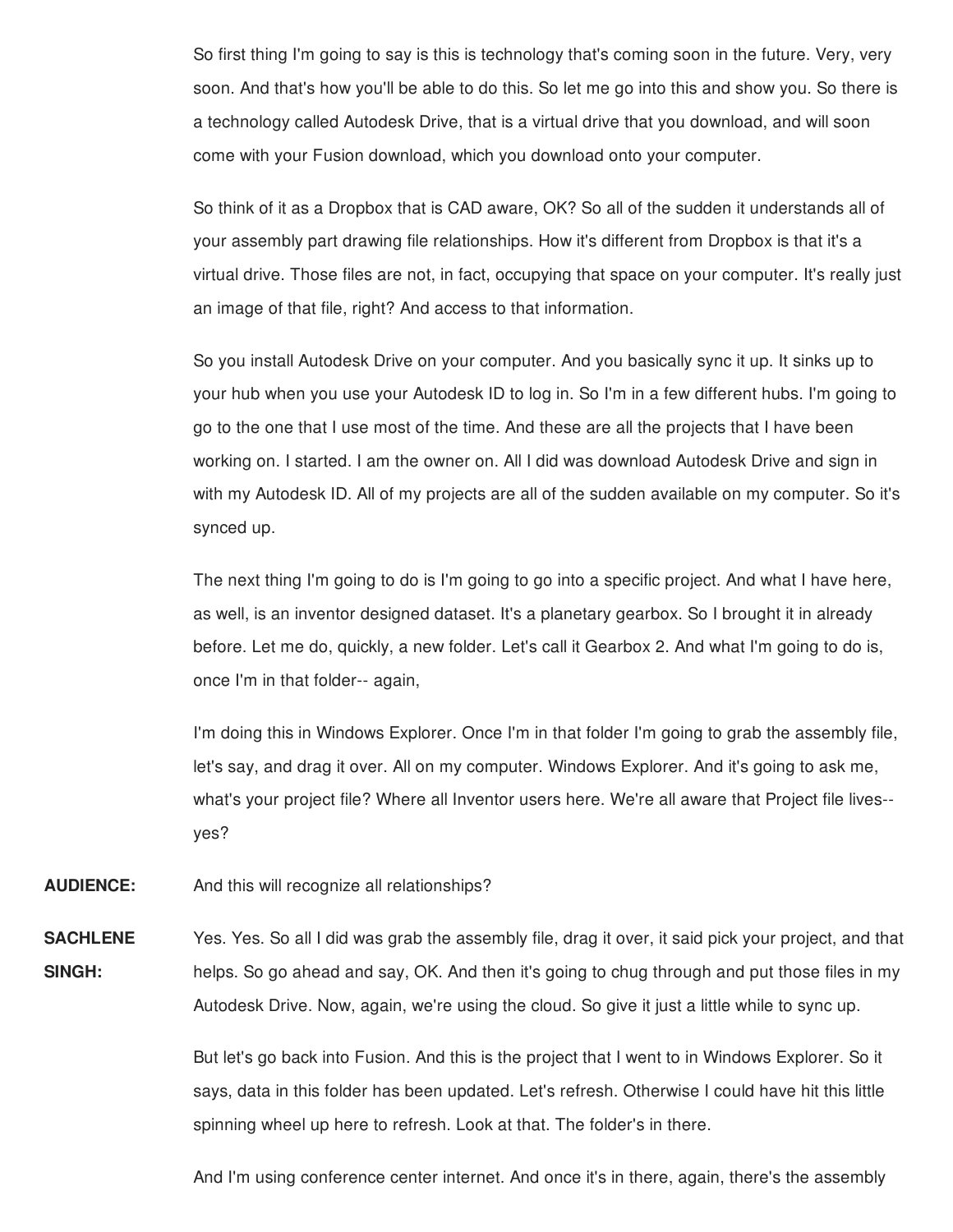So first thing I'm going to say is this is technology that's coming soon in the future. Very, very soon. And that's how you'll be able to do this. So let me go into this and show you. So there is a technology called Autodesk Drive, that is a virtual drive that you download, and will soon come with your Fusion download, which you download onto your computer.

So think of it as a Dropbox that is CAD aware, OK? So all of the sudden it understands all of your assembly part drawing file relationships. How it's different from Dropbox is that it's a virtual drive. Those files are not, in fact, occupying that space on your computer. It's really just an image of that file, right? And access to that information.

So you install Autodesk Drive on your computer. And you basically sync it up. It sinks up to your hub when you use your Autodesk ID to log in. So I'm in a few different hubs. I'm going to go to the one that I use most of the time. And these are all the projects that I have been working on. I started. I am the owner on. All I did was download Autodesk Drive and sign in with my Autodesk ID. All of my projects are all of the sudden available on my computer. So it's synced up.

The next thing I'm going to do is I'm going to go into a specific project. And what I have here, as well, is an inventor designed dataset. It's a planetary gearbox. So I brought it in already before. Let me do, quickly, a new folder. Let's call it Gearbox 2. And what I'm going to do is, once I'm in that folder-- again,

I'm doing this in Windows Explorer. Once I'm in that folder I'm going to grab the assembly file, let's say, and drag it over. All on my computer. Windows Explorer. And it's going to ask me, what's your project file? Where all Inventor users here. We're all aware that Project file lives-- yes?

**AUDIENCE:** And this will recognize all relationships?

**SACHLENE SINGH:** Yes. Yes. So all I did was grab the assembly file, drag it over, it said pick your project, and that helps. So go ahead and say, OK. And then it's going to chug through and put those files in my Autodesk Drive. Now, again, we're using the cloud. So give it just a little while to sync up.

But let's go back into Fusion. And this is the project that I went to in Windows Explorer. So it says, data in this folder has been updated. Let's refresh. Otherwise I could have hit this little spinning wheel up here to refresh. Look at that. The folder's in there.

And I'm using conference center internet. And once it's in there, again, there's the assembly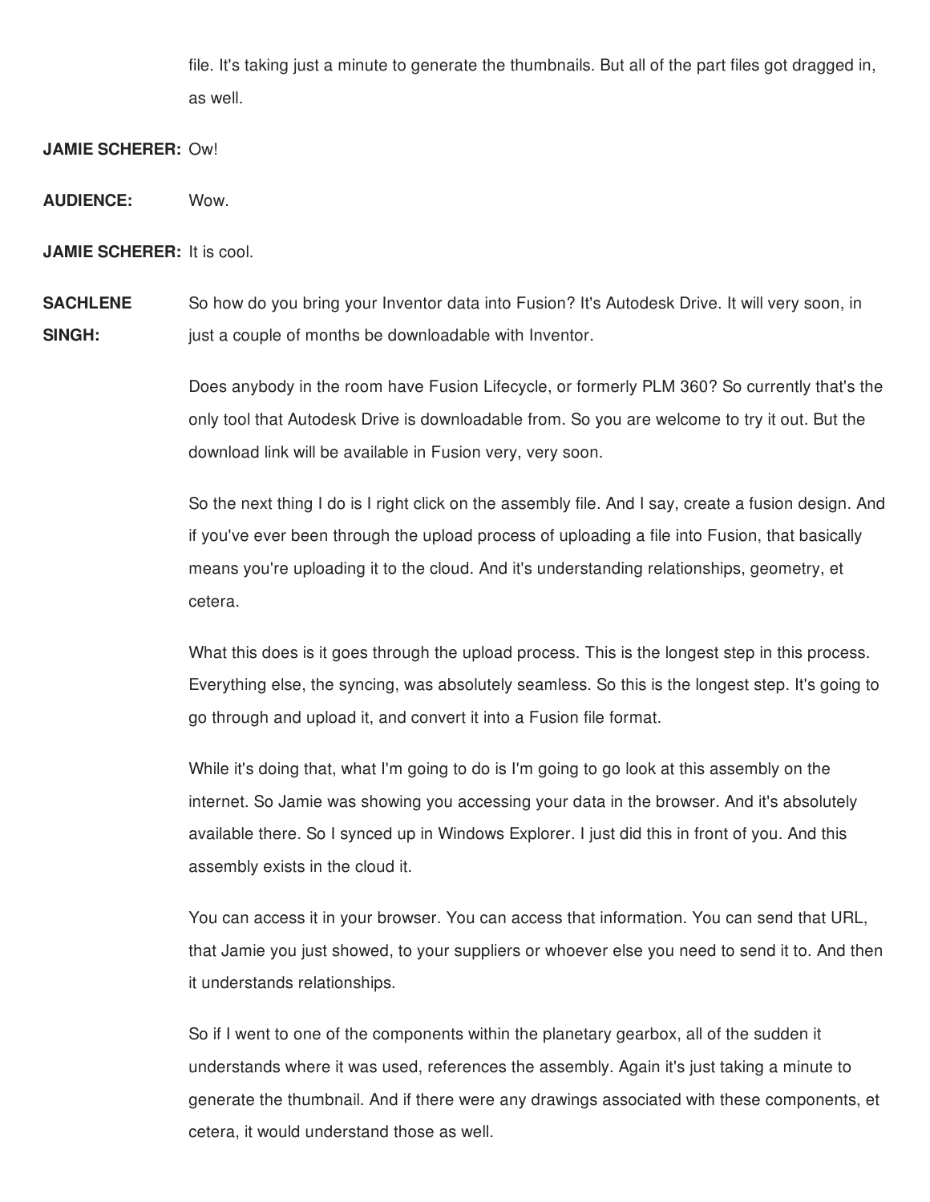file. It's taking just a minute to generate the thumbnails. But all of the part files got dragged in, as well.

**JAMIE SCHERER:** Ow!

**AUDIENCE:** Wow.

**JAMIE SCHERER:** It is cool.

**SACHLENE SINGH:** So how do you bring your Inventor data into Fusion? It's Autodesk Drive. It will very soon, in just a couple of months be downloadable with Inventor.

Does anybody in the room have Fusion Lifecycle, or formerly PLM 360? So currently that's the only tool that Autodesk Drive is downloadable from. So you are welcome to try it out. But the download link will be available in Fusion very, very soon.

So the next thing I do is I right click on the assembly file. And I say, create a fusion design. And if you've ever been through the upload process of uploading a file into Fusion, that basically means you're uploading it to the cloud. And it's understanding relationships, geometry, et cetera.

What this does is it goes through the upload process. This is the longest step in this process. Everything else, the syncing, was absolutely seamless. So this is the longest step. It's going to go through and upload it, and convert it into a Fusion file format.

While it's doing that, what I'm going to do is I'm going to go look at this assembly on the internet. So Jamie was showing you accessing your data in the browser. And it's absolutely available there. So I synced up in Windows Explorer. I just did this in front of you. And this assembly exists in the cloud it.

You can access it in your browser. You can access that information. You can send that URL, that Jamie you just showed, to your suppliers or whoever else you need to send it to. And then it understands relationships.

So if I went to one of the components within the planetary gearbox, all of the sudden it understands where it was used, references the assembly. Again it's just taking a minute to generate the thumbnail. And if there were any drawings associated with these components, et cetera, it would understand those as well.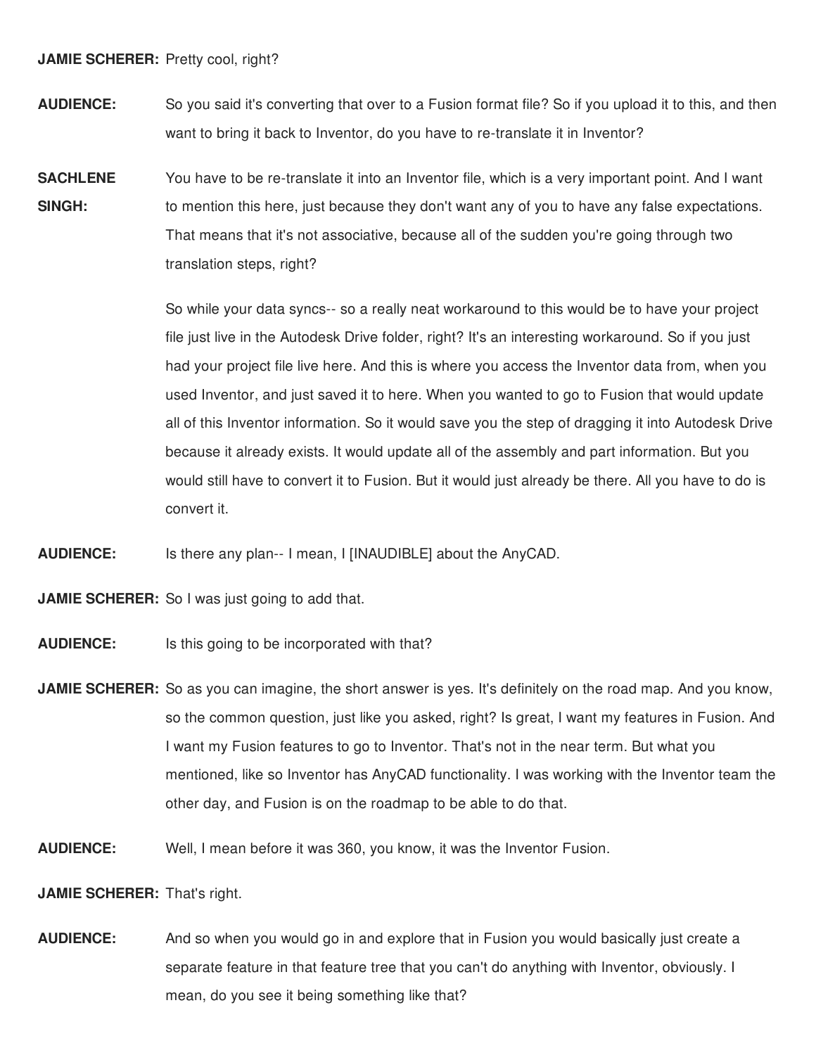**JAMIE SCHERER:** Pretty cool, right?

**AUDIENCE:** So you said it's converting that over to a Fusion format file? So if you upload it to this, and then want to bring it back to Inventor, do you have to re-translate it in Inventor?

**SACHLENE SINGH:** You have to be re-translate it into an Inventor file, which is a very important point. And I want to mention this here, just because they don't want any of you to have any false expectations. That means that it's not associative, because all of the sudden you're going through two translation steps, right?

So while your data syncs-- so a really neat workaround to this would be to have your project file just live in the Autodesk Drive folder, right? It's an interesting workaround. So if you just had your project file live here. And this is where you access the Inventor data from, when you used Inventor, and just saved it to here. When you wanted to go to Fusion that would update all of this Inventor information. So it would save you the step of dragging it into Autodesk Drive because it already exists. It would update all of the assembly and part information. But you would still have to convert it to Fusion. But it would just already be there. All you have to do is convert it.

**AUDIENCE:** Is there any plan-- I mean, I [INAUDIBLE] about the AnyCAD.

**JAMIE SCHERER:** So I was just going to add that.

**AUDIENCE:** Is this going to be incorporated with that?

**JAMIE SCHERER:** So as you can imagine, the short answer is yes. It's definitely on the road map. And you know, so the common question, just like you asked, right? Is great, I want my features in Fusion. And I want my Fusion features to go to Inventor. That's not in the near term. But what you mentioned, like so Inventor has AnyCAD functionality. I was working with the Inventor team the other day, and Fusion is on the roadmap to be able to do that.

**AUDIENCE:** Well, I mean before it was 360, you know, it was the Inventor Fusion.

**JAMIE SCHERER:** That's right.

**AUDIENCE:** And so when you would go in and explore that in Fusion you would basically just create a separate feature in that feature tree that you can't do anything with Inventor, obviously. I mean, do you see it being something like that?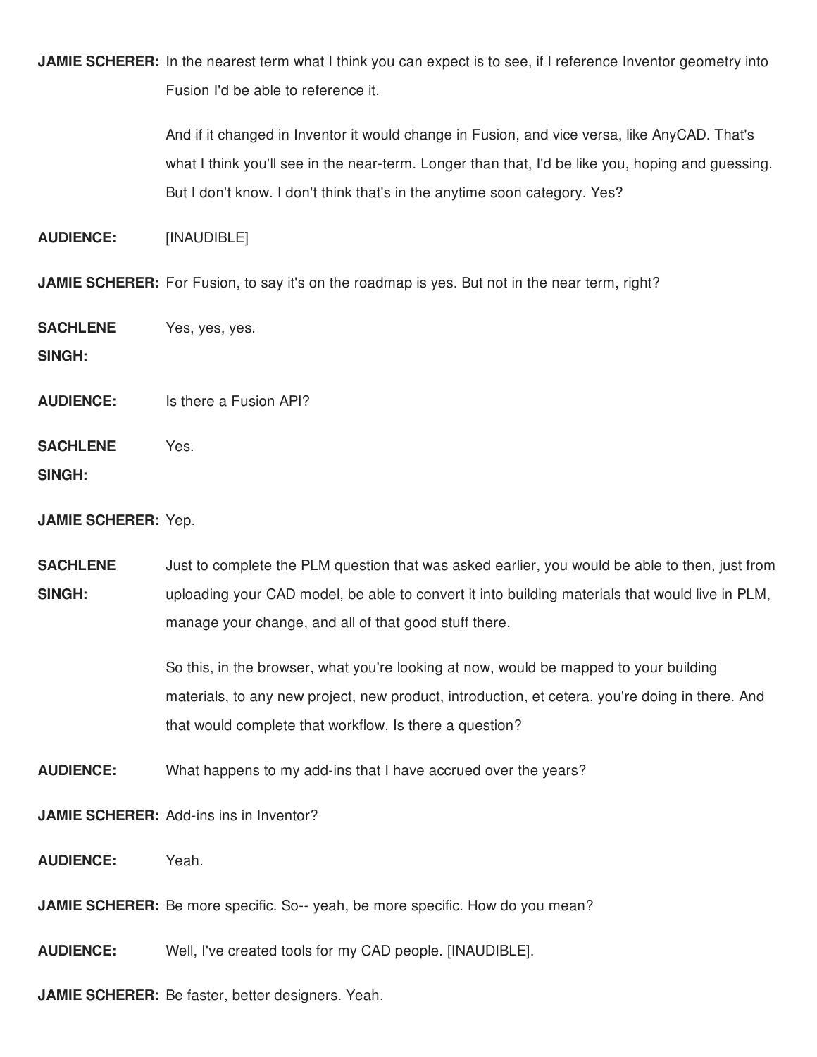**JAMIE SCHERER:** In the nearest term what I think you can expect is to see, if I reference Inventor geometry into Fusion I'd be able to reference it.

And if it changed in Inventor it would change in Fusion, and vice versa, like AnyCAD. That's what I think you'll see in the near-term. Longer than that, I'd be like you, hoping and guessing. But I don't know. I don't think that's in the anytime soon category. Yes?

**AUDIENCE:** [INAUDIBLE]

**JAMIE SCHERER:** For Fusion, to say it's on the roadmap is yes. But not in the near term, right?

**SACHLENE SINGH:** Yes, yes, yes.

**AUDIENCE:** Is there a Fusion API?

**SACHLENE SINGH:** Yes.

**JAMIE SCHERER:** Yep.

**SACHLENE SINGH:** Just to complete the PLM question that was asked earlier, you would be able to then, just from uploading your CAD model, be able to convert it into building materials that would live in PLM, manage your change, and all of that good stuff there.

So this, in the browser, what you're looking at now, would be mapped to your building materials, to any new project, new product, introduction, et cetera, you're doing in there. And that would complete that workflow. Is there a question?

**AUDIENCE:** What happens to my add-ins that I have accrued over the years?

**JAMIE SCHERER:** Add-ins ins in Inventor?

**AUDIENCE:** Yeah.

**JAMIE SCHERER:** Be more specific. So-- yeah, be more specific. How do you mean?

**AUDIENCE:** Well, I've created tools for my CAD people. [INAUDIBLE].

**JAMIE SCHERER:** Be faster, better designers. Yeah.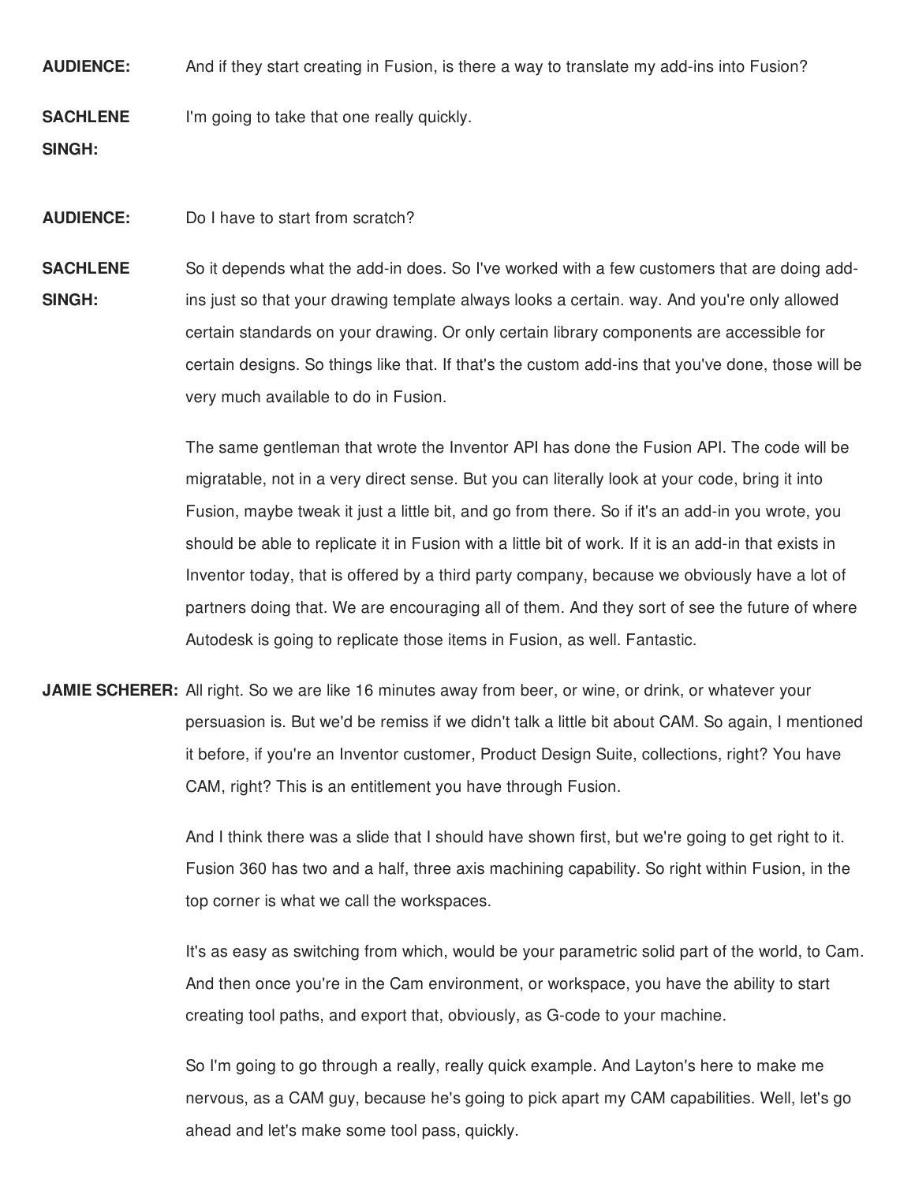**AUDIENCE:** And if they start creating in Fusion, is there a way to translate my add-ins into Fusion?

**SACHLENE SINGH:** I'm going to take that one really quickly.

**AUDIENCE:** Do I have to start from scratch?

**SACHLENE SINGH:** So it depends what the add-in does. So I've worked with a few customers that are doing add-ins just so that your drawing template always looks a certain. way. And you're only allowed certain standards on your drawing. Or only certain library components are accessible for certain designs. So things like that. If that's the custom add-ins that you've done, those will be very much available to do in Fusion.

The same gentleman that wrote the Inventor API has done the Fusion API. The code will be migratable, not in a very direct sense. But you can literally look at your code, bring it into Fusion, maybe tweak it just a little bit, and go from there. So if it's an add-in you wrote, you should be able to replicate it in Fusion with a little bit of work. If it is an add-in that exists in Inventor today, that is offered by a third party company, because we obviously have a lot of partners doing that. We are encouraging all of them. And they sort of see the future of where Autodesk is going to replicate those items in Fusion, as well. Fantastic.

**JAMIE SCHERER:** All right. So we are like 16 minutes away from beer, or wine, or drink, or whatever your persuasion is. But we'd be remiss if we didn't talk a little bit about CAM. So again, I mentioned it before, if you're an Inventor customer, Product Design Suite, collections, right? You have CAM, right? This is an entitlement you have through Fusion.

And I think there was a slide that I should have shown first, but we're going to get right to it. Fusion 360 has two and a half, three axis machining capability. So right within Fusion, in the top corner is what we call the workspaces.

It's as easy as switching from which, would be your parametric solid part of the world, to Cam. And then once you're in the Cam environment, or workspace, you have the ability to start creating tool paths, and export that, obviously, as G-code to your machine.

So I'm going to go through a really, really quick example. And Layton's here to make me nervous, as a CAM guy, because he's going to pick apart my CAM capabilities. Well, let's go ahead and let's make some tool pass, quickly.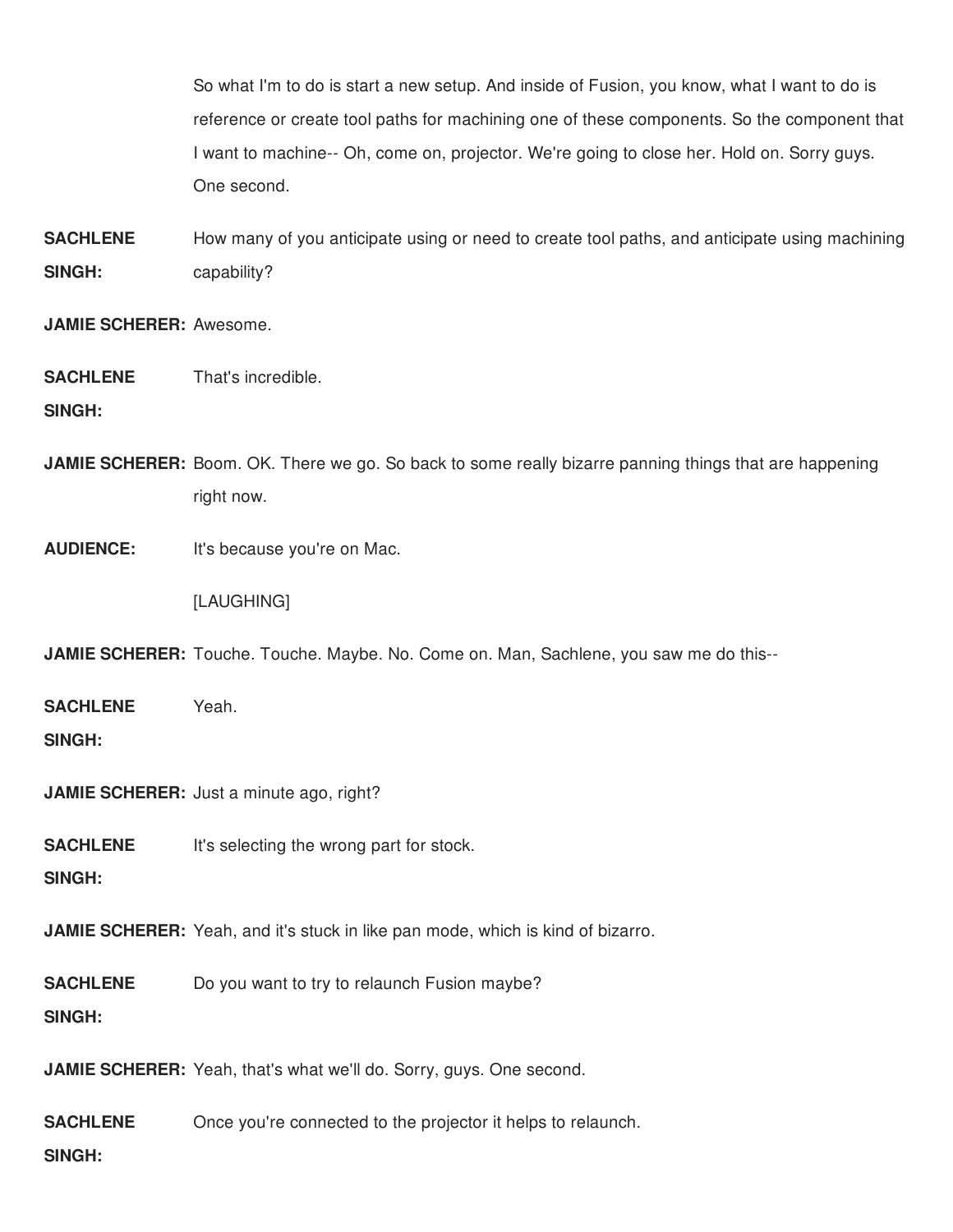So what I'm to do is start a new setup. And inside of Fusion, you know, what I want to do is reference or create tool paths for machining one of these components. So the component that I want to machine-- Oh, come on, projector. We're going to close her. Hold on. Sorry guys. One second.

**SACHLENE SINGH:** How many of you anticipate using or need to create tool paths, and anticipate using machining capability?

**JAMIE SCHERER:** Awesome.

**SACHLENE SINGH:** That's incredible.

**JAMIE SCHERER:** Boom. OK. There we go. So back to some really bizarre panning things that are happening right now.

**AUDIENCE:** It's because you're on Mac.

[LAUGHING]

**JAMIE SCHERER:** Touche. Touche. Maybe. No. Come on. Man, Sachlene, you saw me do this--

**SACHLENE SINGH:** Yeah.

**JAMIE SCHERER:** Just a minute ago, right?

**SACHLENE SINGH:** It's selecting the wrong part for stock.

**JAMIE SCHERER:** Yeah, and it's stuck in like pan mode, which is kind of bizarro.

**SACHLENE SINGH:** Do you want to try to relaunch Fusion maybe?

**JAMIE SCHERER:** Yeah, that's what we'll do. Sorry, guys. One second.

**SACHLENE SINGH:** Once you're connected to the projector it helps to relaunch.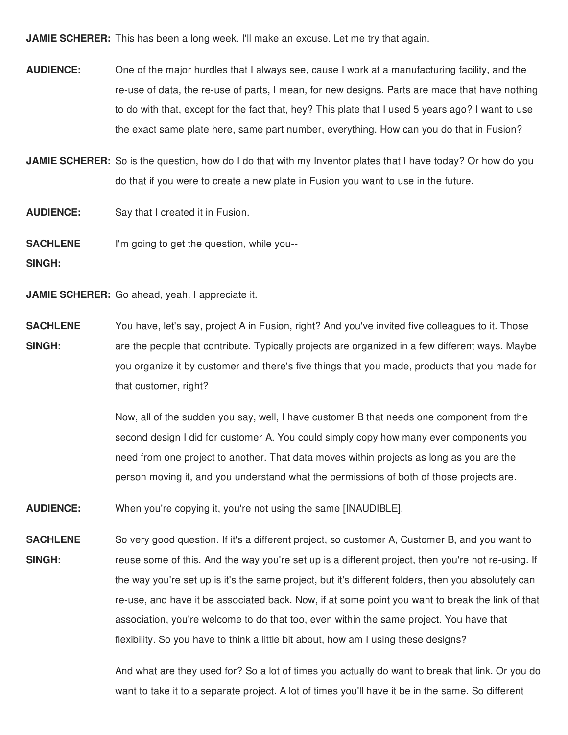**JAMIE SCHERER:** This has been a long week. I'll make an excuse. Let me try that again.

**AUDIENCE:** One of the major hurdles that I always see, cause I work at a manufacturing facility, and the re-use of data, the re-use of parts, I mean, for new designs. Parts are made that have nothing to do with that, except for the fact that, hey? This plate that I used 5 years ago? I want to use the exact same plate here, same part number, everything. How can you do that in Fusion?

**JAMIE SCHERER:** So is the question, how do I do that with my Inventor plates that I have today? Or how do you do that if you were to create a new plate in Fusion you want to use in the future.

**AUDIENCE:** Say that I created it in Fusion.

**SACHLENE SINGH:** I'm going to get the question, while you--

**JAMIE SCHERER:** Go ahead, yeah. I appreciate it.

**SACHLENE SINGH:** You have, let's say, project A in Fusion, right? And you've invited five colleagues to it. Those are the people that contribute. Typically projects are organized in a few different ways. Maybe you organize it by customer and there's five things that you made, products that you made for that customer, right?

Now, all of the sudden you say, well, I have customer B that needs one component from the second design I did for customer A. You could simply copy how many ever components you need from one project to another. That data moves within projects as long as you are the person moving it, and you understand what the permissions of both of those projects are.

**AUDIENCE:** When you're copying it, you're not using the same [INAUDIBLE].

**SACHLENE SINGH:** So very good question. If it's a different project, so customer A, Customer B, and you want to reuse some of this. And the way you're set up is a different project, then you're not re-using. If the way you're set up is it's the same project, but it's different folders, then you absolutely can re-use, and have it be associated back. Now, if at some point you want to break the link of that association, you're welcome to do that too, even within the same project. You have that flexibility. So you have to think a little bit about, how am I using these designs?

And what are they used for? So a lot of times you actually do want to break that link. Or you do want to take it to a separate project. A lot of times you'll have it be in the same. So different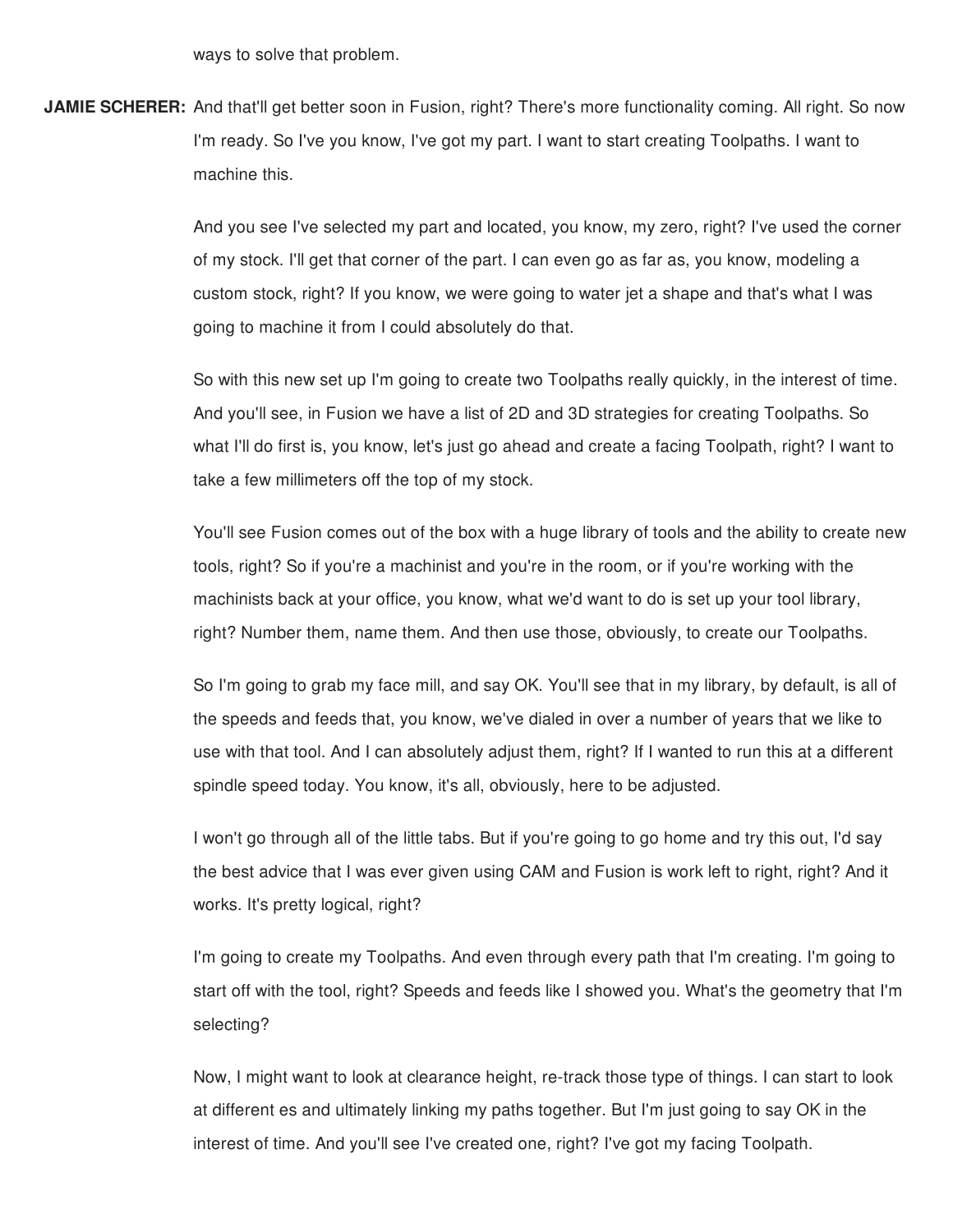ways to solve that problem.

**JAMIE SCHERER:** And that'll get better soon in Fusion, right? There's more functionality coming. All right. So now I'm ready. So I've you know, I've got my part. I want to start creating Toolpaths. I want to machine this.

And you see I've selected my part and located, you know, my zero, right? I've used the corner of my stock. I'll get that corner of the part. I can even go as far as, you know, modeling a custom stock, right? If you know, we were going to water jet a shape and that's what I was going to machine it from I could absolutely do that.

So with this new set up I'm going to create two Toolpaths really quickly, in the interest of time. And you'll see, in Fusion we have a list of 2D and 3D strategies for creating Toolpaths. So what I'll do first is, you know, let's just go ahead and create a facing Toolpath, right? I want to take a few millimeters off the top of my stock.

You'll see Fusion comes out of the box with a huge library of tools and the ability to create new tools, right? So if you're a machinist and you're in the room, or if you're working with the machinists back at your office, you know, what we'd want to do is set up your tool library, right? Number them, name them. And then use those, obviously, to create our Toolpaths.

So I'm going to grab my face mill, and say OK. You'll see that in my library, by default, is all of the speeds and feeds that, you know, we've dialed in over a number of years that we like to use with that tool. And I can absolutely adjust them, right? If I wanted to run this at a different spindle speed today. You know, it's all, obviously, here to be adjusted.

I won't go through all of the little tabs. But if you're going to go home and try this out, I'd say the best advice that I was ever given using CAM and Fusion is work left to right, right? And it works. It's pretty logical, right?

I'm going to create my Toolpaths. And even through every path that I'm creating. I'm going to start off with the tool, right? Speeds and feeds like I showed you. What's the geometry that I'm selecting?

Now, I might want to look at clearance height, re-track those type of things. I can start to look at different es and ultimately linking my paths together. But I'm just going to say OK in the interest of time. And you'll see I've created one, right? I've got my facing Toolpath.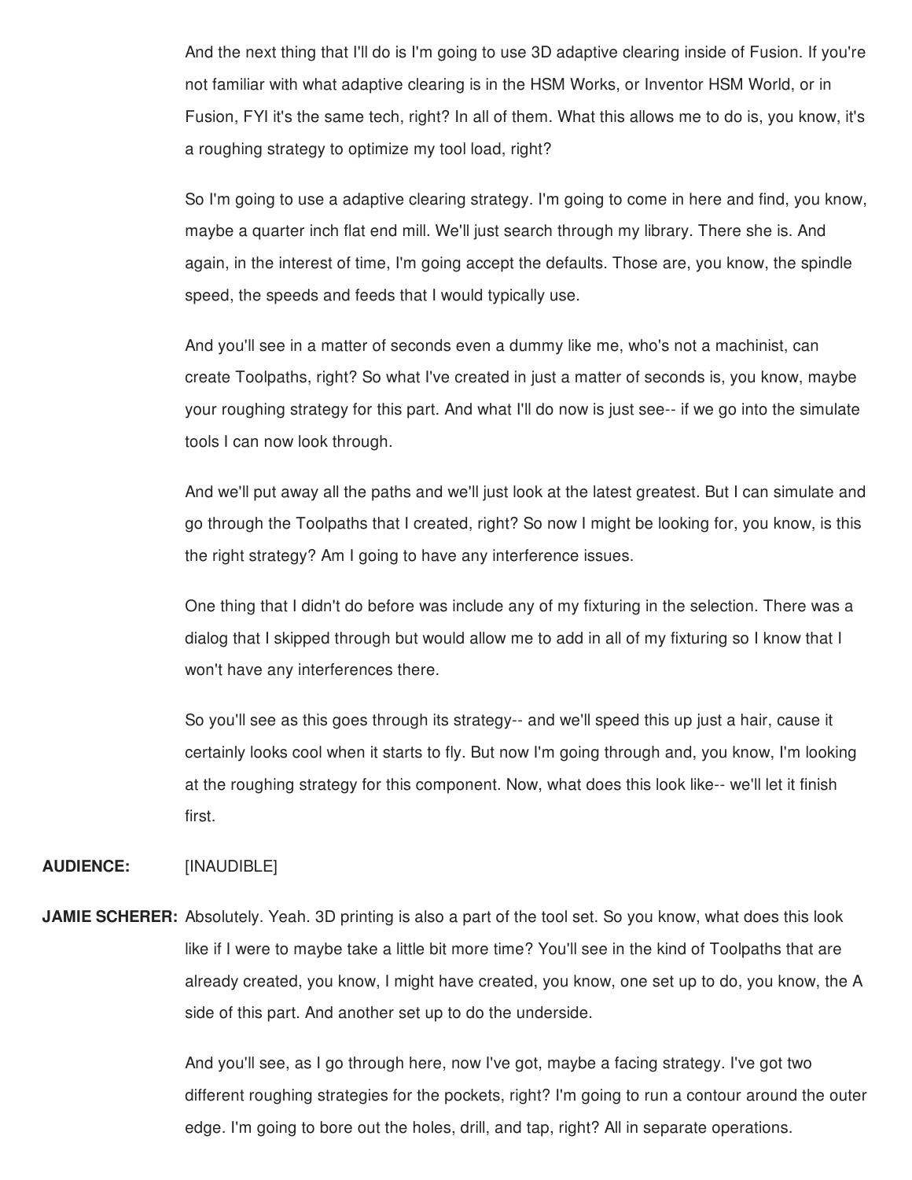And the next thing that I'll do is I'm going to use 3D adaptive clearing inside of Fusion. If you're not familiar with what adaptive clearing is in the HSM Works, or Inventor HSM World, or in Fusion, FYI it's the same tech, right? In all of them. What this allows me to do is, you know, it's a roughing strategy to optimize my tool load, right?

So I'm going to use a adaptive clearing strategy. I'm going to come in here and find, you know, maybe a quarter inch flat end mill. We'll just search through my library. There she is. And again, in the interest of time, I'm going accept the defaults. Those are, you know, the spindle speed, the speeds and feeds that I would typically use.

And you'll see in a matter of seconds even a dummy like me, who's not a machinist, can create Toolpaths, right? So what I've created in just a matter of seconds is, you know, maybe your roughing strategy for this part. And what I'll do now is just see-- if we go into the simulate tools I can now look through.

And we'll put away all the paths and we'll just look at the latest greatest. But I can simulate and go through the Toolpaths that I created, right? So now I might be looking for, you know, is this the right strategy? Am I going to have any interference issues.

One thing that I didn't do before was include any of my fixturing in the selection. There was a dialog that I skipped through but would allow me to add in all of my fixturing so I know that I won't have any interferences there.

So you'll see as this goes through its strategy-- and we'll speed this up just a hair, cause it certainly looks cool when it starts to fly. But now I'm going through and, you know, I'm looking at the roughing strategy for this component. Now, what does this look like-- we'll let it finish first.

**AUDIENCE:** [INAUDIBLE]

**JAMIE SCHERER:** Absolutely. Yeah. 3D printing is also a part of the tool set. So you know, what does this look like if I were to maybe take a little bit more time? You'll see in the kind of Toolpaths that are already created, you know, I might have created, you know, one set up to do, you know, the A side of this part. And another set up to do the underside.

And you'll see, as I go through here, now I've got, maybe a facing strategy. I've got two different roughing strategies for the pockets, right? I'm going to run a contour around the outer edge. I'm going to bore out the holes, drill, and tap, right? All in separate operations.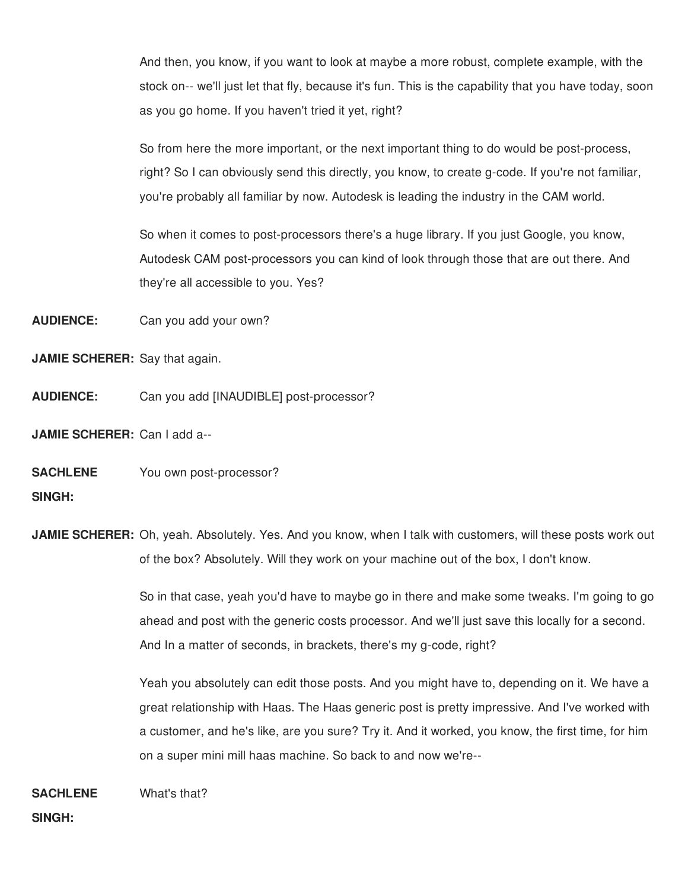And then, you know, if you want to look at maybe a more robust, complete example, with the stock on-- we'll just let that fly, because it's fun. This is the capability that you have today, soon as you go home. If you haven't tried it yet, right?

So from here the more important, or the next important thing to do would be post-process, right? So I can obviously send this directly, you know, to create g-code. If you're not familiar, you're probably all familiar by now. Autodesk is leading the industry in the CAM world.

So when it comes to post-processors there's a huge library. If you just Google, you know, Autodesk CAM post-processors you can kind of look through those that are out there. And they're all accessible to you. Yes?

**AUDIENCE:** Can you add your own?

**JAMIE SCHERER:** Say that again.

**AUDIENCE:** Can you add [INAUDIBLE] post-processor?

**JAMIE SCHERER:** Can I add a--

**SACHLENE SINGH:** You own post-processor?

**JAMIE SCHERER:** Oh, yeah. Absolutely. Yes. And you know, when I talk with customers, will these posts work out of the box? Absolutely. Will they work on your machine out of the box, I don't know.

So in that case, yeah you'd have to maybe go in there and make some tweaks. I'm going to go ahead and post with the generic costs processor. And we'll just save this locally for a second. And In a matter of seconds, in brackets, there's my g-code, right?

Yeah you absolutely can edit those posts. And you might have to, depending on it. We have a great relationship with Haas. The Haas generic post is pretty impressive. And I've worked with a customer, and he's like, are you sure? Try it. And it worked, you know, the first time, for him on a super mini mill haas machine. So back to and now we're--

**SACHLENE SINGH:** What's that?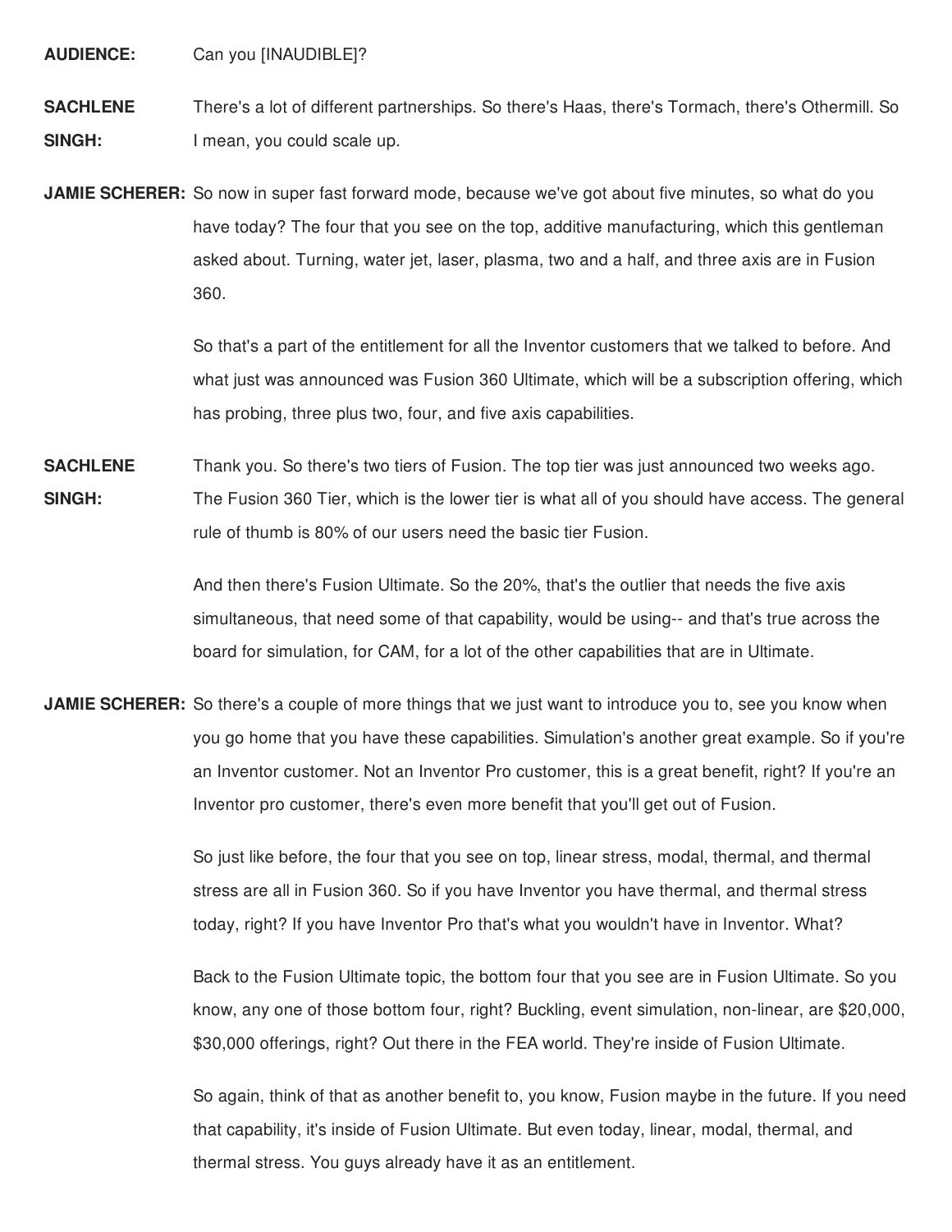**AUDIENCE:** Can you [INAUDIBLE]?

**SACHLENE SINGH:** There's a lot of different partnerships. So there's Haas, there's Tormach, there's Othermill. So I mean, you could scale up.

**JAMIE SCHERER:** So now in super fast forward mode, because we've got about five minutes, so what do you have today? The four that you see on the top, additive manufacturing, which this gentleman asked about. Turning, water jet, laser, plasma, two and a half, and three axis are in Fusion 360.

So that's a part of the entitlement for all the Inventor customers that we talked to before. And what just was announced was Fusion 360 Ultimate, which will be a subscription offering, which has probing, three plus two, four, and five axis capabilities.

**SACHLENE SINGH:** Thank you. So there's two tiers of Fusion. The top tier was just announced two weeks ago. The Fusion 360 Tier, which is the lower tier is what all of you should have access. The general rule of thumb is 80% of our users need the basic tier Fusion.

And then there's Fusion Ultimate. So the 20%, that's the outlier that needs the five axis simultaneous, that need some of that capability, would be using-- and that's true across the board for simulation, for CAM, for a lot of the other capabilities that are in Ultimate.

**JAMIE SCHERER:** So there's a couple of more things that we just want to introduce you to, see you know when you go home that you have these capabilities. Simulation's another great example. So if you're an Inventor customer. Not an Inventor Pro customer, this is a great benefit, right? If you're an Inventor pro customer, there's even more benefit that you'll get out of Fusion.

So just like before, the four that you see on top, linear stress, modal, thermal, and thermal stress are all in Fusion 360. So if you have Inventor you have thermal, and thermal stress today, right? If you have Inventor Pro that's what you wouldn't have in Inventor. What?

Back to the Fusion Ultimate topic, the bottom four that you see are in Fusion Ultimate. So you know, any one of those bottom four, right? Buckling, event simulation, non-linear, are $20,000, $30,000 offerings, right? Out there in the FEA world. They're inside of Fusion Ultimate.

So again, think of that as another benefit to, you know, Fusion maybe in the future. If you need that capability, it's inside of Fusion Ultimate. But even today, linear, modal, thermal, and thermal stress. You guys already have it as an entitlement.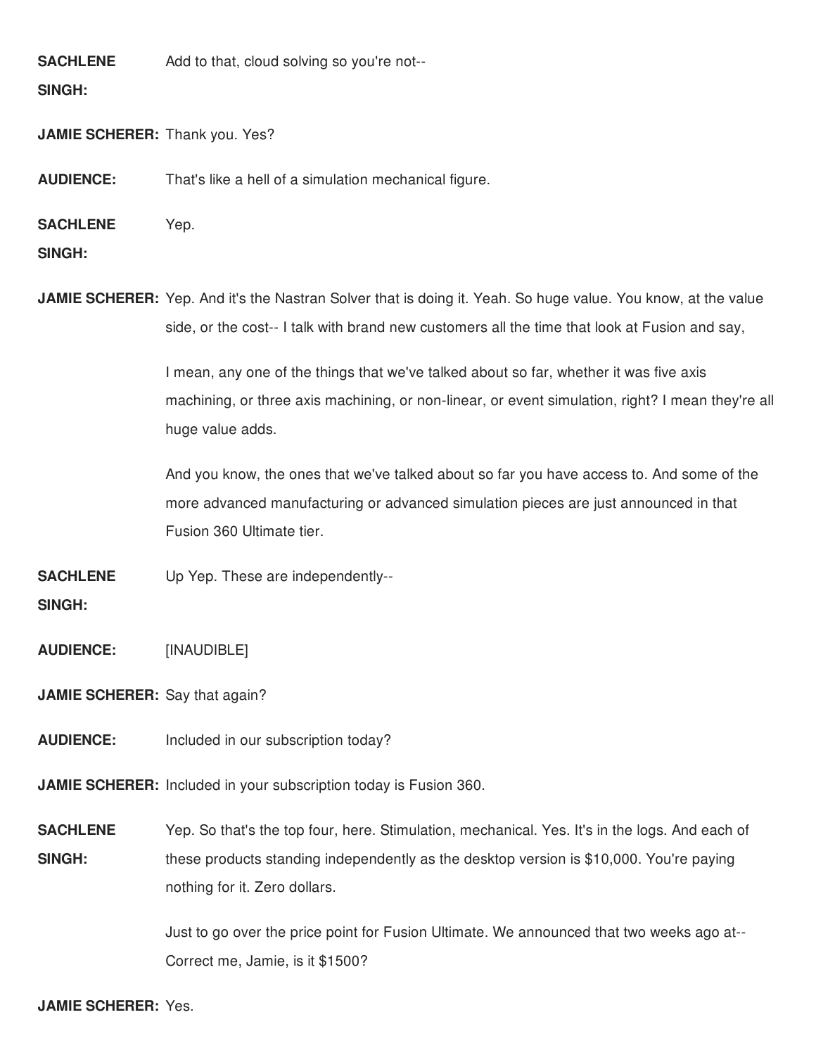**SACHLENE SINGH:** Add to that, cloud solving so you're not--

**JAMIE SCHERER:** Thank you. Yes?

**AUDIENCE:** That's like a hell of a simulation mechanical figure.

**SACHLENE SINGH:** Yep.

**JAMIE SCHERER:** Yep. And it's the Nastran Solver that is doing it. Yeah. So huge value. You know, at the value side, or the cost-- I talk with brand new customers all the time that look at Fusion and say,

I mean, any one of the things that we've talked about so far, whether it was five axis machining, or three axis machining, or non-linear, or event simulation, right? I mean they're all huge value adds.

And you know, the ones that we've talked about so far you have access to. And some of the more advanced manufacturing or advanced simulation pieces are just announced in that Fusion 360 Ultimate tier.

**SACHLENE SINGH:** Up Yep. These are independently--

**AUDIENCE:** [INAUDIBLE]

**JAMIE SCHERER:** Say that again?

**AUDIENCE:** Included in our subscription today?

**JAMIE SCHERER:** Included in your subscription today is Fusion 360.

**SACHLENE SINGH:** Yep. So that's the top four, here. Stimulation, mechanical. Yes. It's in the logs. And each of these products standing independently as the desktop version is $10,000. You're paying nothing for it. Zero dollars.

Just to go over the price point for Fusion Ultimate. We announced that two weeks ago at-- Correct me, Jamie, is it $1500?

**JAMIE SCHERER:** Yes.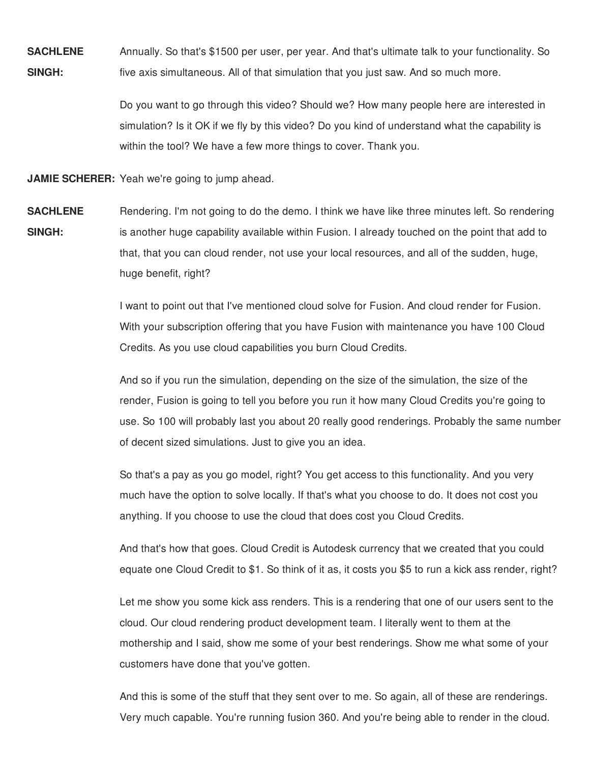**SACHLENE SINGH:** Annually. So that's $1500 per user, per year. And that's ultimate talk to your functionality. So five axis simultaneous. All of that simulation that you just saw. And so much more.

Do you want to go through this video? Should we? How many people here are interested in simulation? Is it OK if we fly by this video? Do you kind of understand what the capability is within the tool? We have a few more things to cover. Thank you.

**JAMIE SCHERER:** Yeah we're going to jump ahead.

**SACHLENE SINGH:** Rendering. I'm not going to do the demo. I think we have like three minutes left. So rendering is another huge capability available within Fusion. I already touched on the point that add to that, that you can cloud render, not use your local resources, and all of the sudden, huge, huge benefit, right?

I want to point out that I've mentioned cloud solve for Fusion. And cloud render for Fusion. With your subscription offering that you have Fusion with maintenance you have 100 Cloud Credits. As you use cloud capabilities you burn Cloud Credits.

And so if you run the simulation, depending on the size of the simulation, the size of the render, Fusion is going to tell you before you run it how many Cloud Credits you're going to use. So 100 will probably last you about 20 really good renderings. Probably the same number of decent sized simulations. Just to give you an idea.

So that's a pay as you go model, right? You get access to this functionality. And you very much have the option to solve locally. If that's what you choose to do. It does not cost you anything. If you choose to use the cloud that does cost you Cloud Credits.

And that's how that goes. Cloud Credit is Autodesk currency that we created that you could equate one Cloud Credit to $1. So think of it as, it costs you $5 to run a kick ass render, right?

Let me show you some kick ass renders. This is a rendering that one of our users sent to the cloud. Our cloud rendering product development team. I literally went to them at the mothership and I said, show me some of your best renderings. Show me what some of your customers have done that you've gotten.

And this is some of the stuff that they sent over to me. So again, all of these are renderings. Very much capable. You're running fusion 360. And you're being able to render in the cloud.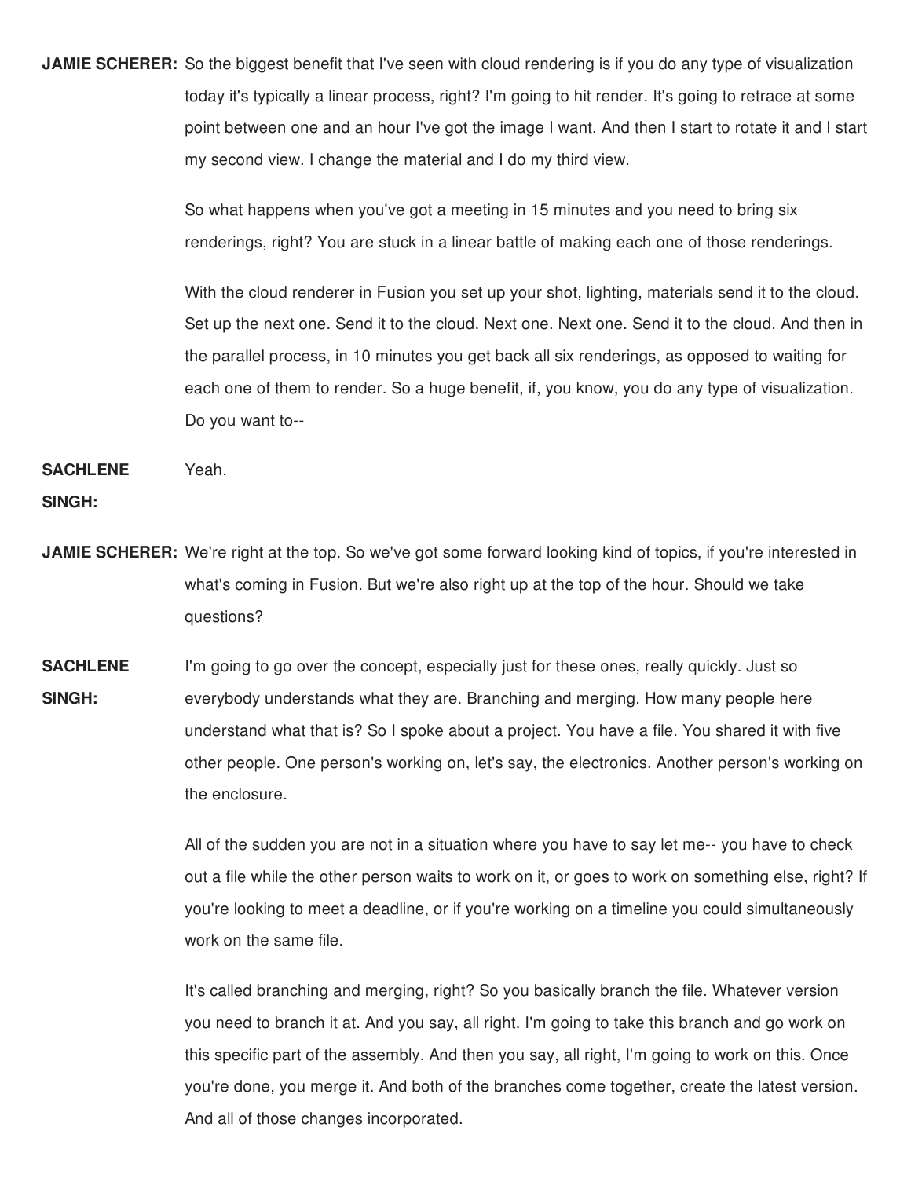**JAMIE SCHERER:** So the biggest benefit that I've seen with cloud rendering is if you do any type of visualization today it's typically a linear process, right? I'm going to hit render. It's going to retrace at some point between one and an hour I've got the image I want. And then I start to rotate it and I start my second view. I change the material and I do my third view.

So what happens when you've got a meeting in 15 minutes and you need to bring six renderings, right? You are stuck in a linear battle of making each one of those renderings.

With the cloud renderer in Fusion you set up your shot, lighting, materials send it to the cloud. Set up the next one. Send it to the cloud. Next one. Next one. Send it to the cloud. And then in the parallel process, in 10 minutes you get back all six renderings, as opposed to waiting for each one of them to render. So a huge benefit, if, you know, you do any type of visualization. Do you want to--

**SACHLENE SINGH:** Yeah.

**JAMIE SCHERER:** We're right at the top. So we've got some forward looking kind of topics, if you're interested in what's coming in Fusion. But we're also right up at the top of the hour. Should we take questions?

**SACHLENE SINGH:** I'm going to go over the concept, especially just for these ones, really quickly. Just so everybody understands what they are. Branching and merging. How many people here understand what that is? So I spoke about a project. You have a file. You shared it with five other people. One person's working on, let's say, the electronics. Another person's working on the enclosure.

All of the sudden you are not in a situation where you have to say let me-- you have to check out a file while the other person waits to work on it, or goes to work on something else, right? If you're looking to meet a deadline, or if you're working on a timeline you could simultaneously work on the same file.

It's called branching and merging, right? So you basically branch the file. Whatever version you need to branch it at. And you say, all right. I'm going to take this branch and go work on this specific part of the assembly. And then you say, all right, I'm going to work on this. Once you're done, you merge it. And both of the branches come together, create the latest version. And all of those changes incorporated.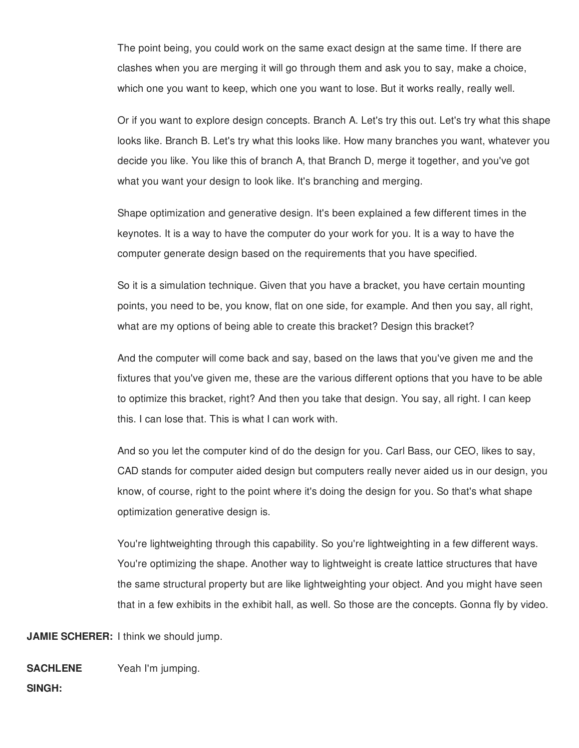The point being, you could work on the same exact design at the same time. If there are clashes when you are merging it will go through them and ask you to say, make a choice, which one you want to keep, which one you want to lose. But it works really, really well.

Or if you want to explore design concepts. Branch A. Let's try this out. Let's try what this shape looks like. Branch B. Let's try what this looks like. How many branches you want, whatever you decide you like. You like this of branch A, that Branch D, merge it together, and you've got what you want your design to look like. It's branching and merging.

Shape optimization and generative design. It's been explained a few different times in the keynotes. It is a way to have the computer do your work for you. It is a way to have the computer generate design based on the requirements that you have specified.

So it is a simulation technique. Given that you have a bracket, you have certain mounting points, you need to be, you know, flat on one side, for example. And then you say, all right, what are my options of being able to create this bracket? Design this bracket?

And the computer will come back and say, based on the laws that you've given me and the fixtures that you've given me, these are the various different options that you have to be able to optimize this bracket, right? And then you take that design. You say, all right. I can keep this. I can lose that. This is what I can work with.

And so you let the computer kind of do the design for you. Carl Bass, our CEO, likes to say, CAD stands for computer aided design but computers really never aided us in our design, you know, of course, right to the point where it's doing the design for you. So that's what shape optimization generative design is.

You're lightweighting through this capability. So you're lightweighting in a few different ways. You're optimizing the shape. Another way to lightweight is create lattice structures that have the same structural property but are like lightweighting your object. And you might have seen that in a few exhibits in the exhibit hall, as well. So those are the concepts. Gonna fly by video.

**JAMIE SCHERER:** I think we should jump.

**SACHLENE SINGH:** Yeah I'm jumping.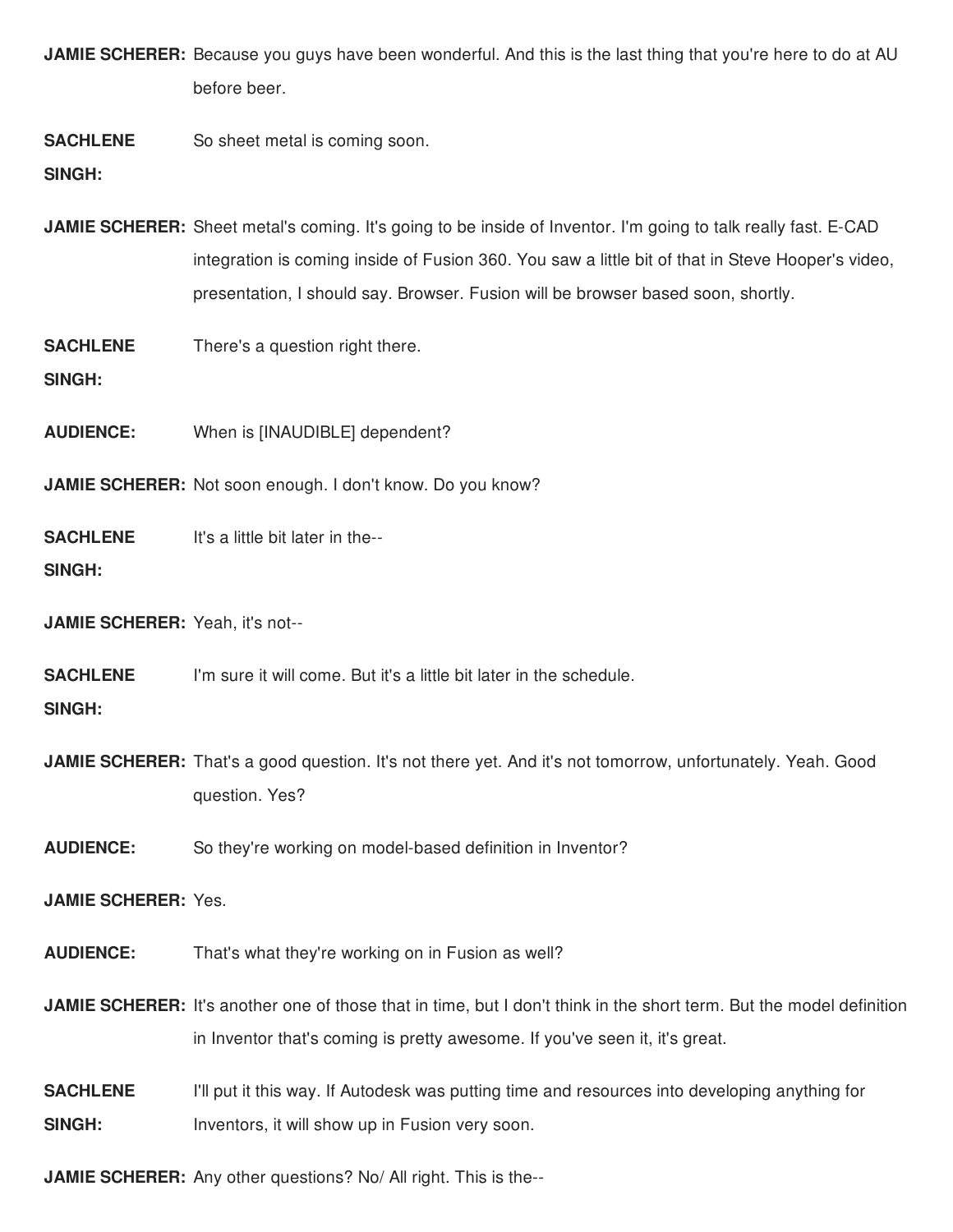**JAMIE SCHERER:** Because you guys have been wonderful. And this is the last thing that you're here to do at AU before beer.

**SACHLENE SINGH:** So sheet metal is coming soon.

**JAMIE SCHERER:** Sheet metal's coming. It's going to be inside of Inventor. I'm going to talk really fast. E-CAD integration is coming inside of Fusion 360. You saw a little bit of that in Steve Hooper's video, presentation, I should say. Browser. Fusion will be browser based soon, shortly.

**SACHLENE SINGH:** There's a question right there.

**AUDIENCE:** When is [INAUDIBLE] dependent?

**JAMIE SCHERER:** Not soon enough. I don't know. Do you know?

**SACHLENE SINGH:** It's a little bit later in the--

**JAMIE SCHERER:** Yeah, it's not--

**SACHLENE SINGH:** I'm sure it will come. But it's a little bit later in the schedule.

**JAMIE SCHERER:** That's a good question. It's not there yet. And it's not tomorrow, unfortunately. Yeah. Good question. Yes?

**AUDIENCE:** So they're working on model-based definition in Inventor?

**JAMIE SCHERER:** Yes.

**AUDIENCE:** That's what they're working on in Fusion as well?

**JAMIE SCHERER:** It's another one of those that in time, but I don't think in the short term. But the model definition in Inventor that's coming is pretty awesome. If you've seen it, it's great.

**SACHLENE SINGH:** I'll put it this way. If Autodesk was putting time and resources into developing anything for Inventors, it will show up in Fusion very soon.

**JAMIE SCHERER:** Any other questions? No/ All right. This is the--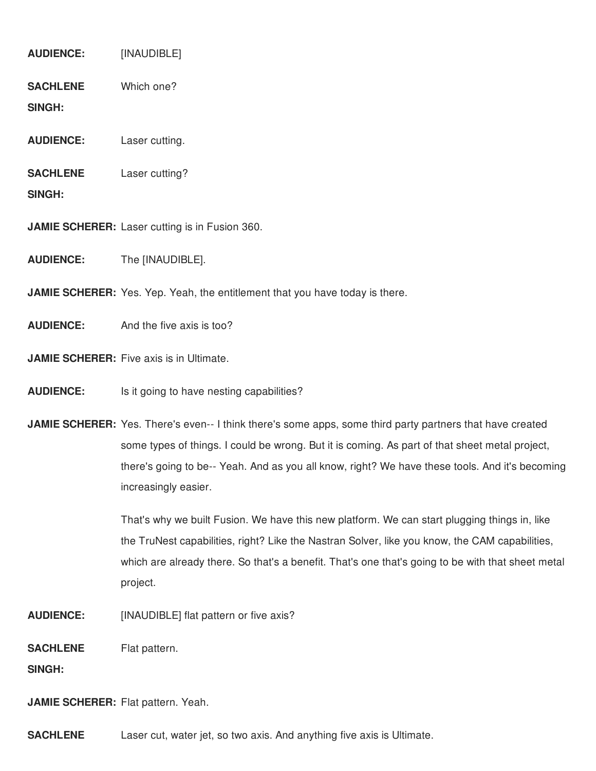**AUDIENCE:** [INAUDIBLE]

**SACHLENE SINGH:** Which one?

**AUDIENCE:** Laser cutting.

**SACHLENE SINGH:** Laser cutting?

**JAMIE SCHERER:** Laser cutting is in Fusion 360.

**AUDIENCE:** The [INAUDIBLE].

**JAMIE SCHERER:** Yes. Yep. Yeah, the entitlement that you have today is there.

**AUDIENCE:** And the five axis is too?

**JAMIE SCHERER:** Five axis is in Ultimate.

**AUDIENCE:** Is it going to have nesting capabilities?

**JAMIE SCHERER:** Yes. There's even-- I think there's some apps, some third party partners that have created some types of things. I could be wrong. But it is coming. As part of that sheet metal project, there's going to be-- Yeah. And as you all know, right? We have these tools. And it's becoming increasingly easier.

That's why we built Fusion. We have this new platform. We can start plugging things in, like the TruNest capabilities, right? Like the Nastran Solver, like you know, the CAM capabilities, which are already there. So that's a benefit. That's one that's going to be with that sheet metal project.

**AUDIENCE:** [INAUDIBLE] flat pattern or five axis?

**SACHLENE SINGH:** Flat pattern.

**JAMIE SCHERER:** Flat pattern. Yeah.

**SACHLENE** Laser cut, water jet, so two axis. And anything five axis is Ultimate.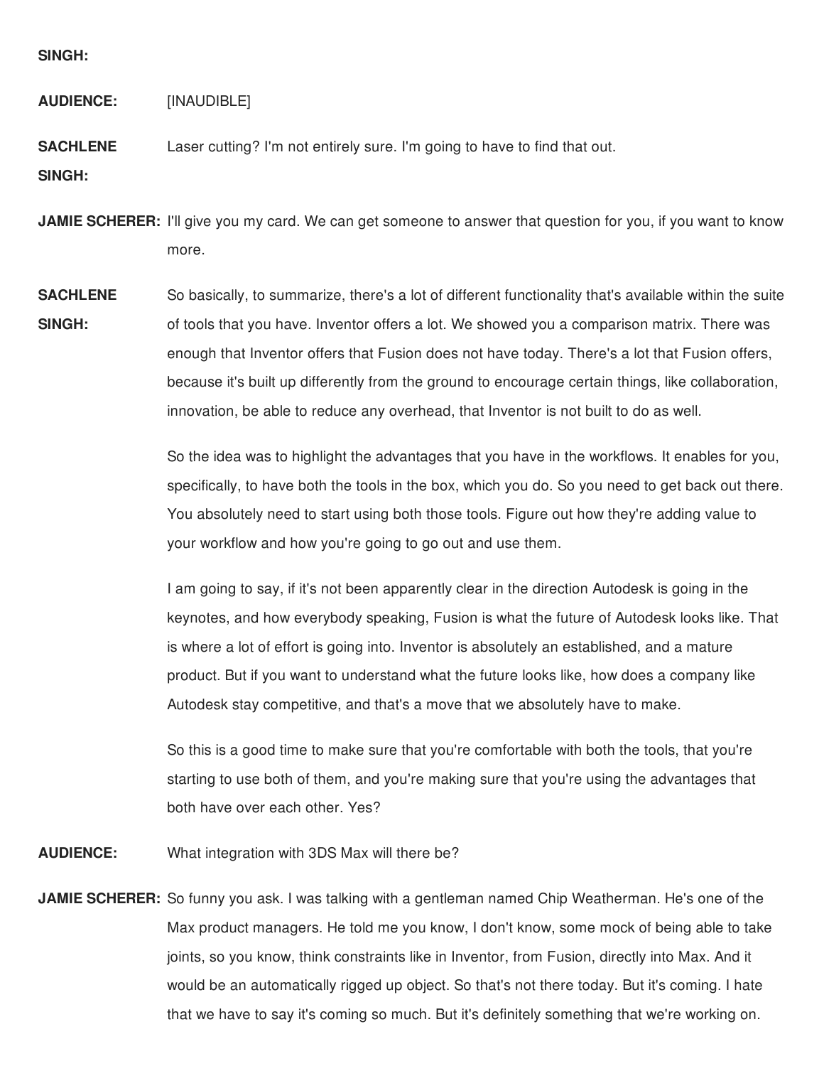**SINGH:**

**AUDIENCE:** [INAUDIBLE]

**SACHLENE SINGH:** Laser cutting? I'm not entirely sure. I'm going to have to find that out.

**JAMIE SCHERER:** I'll give you my card. We can get someone to answer that question for you, if you want to know more.

**SACHLENE SINGH:** So basically, to summarize, there's a lot of different functionality that's available within the suite of tools that you have. Inventor offers a lot. We showed you a comparison matrix. There was enough that Inventor offers that Fusion does not have today. There's a lot that Fusion offers, because it's built up differently from the ground to encourage certain things, like collaboration, innovation, be able to reduce any overhead, that Inventor is not built to do as well.

So the idea was to highlight the advantages that you have in the workflows. It enables for you, specifically, to have both the tools in the box, which you do. So you need to get back out there. You absolutely need to start using both those tools. Figure out how they're adding value to your workflow and how you're going to go out and use them.

I am going to say, if it's not been apparently clear in the direction Autodesk is going in the keynotes, and how everybody speaking, Fusion is what the future of Autodesk looks like. That is where a lot of effort is going into. Inventor is absolutely an established, and a mature product. But if you want to understand what the future looks like, how does a company like Autodesk stay competitive, and that's a move that we absolutely have to make.

So this is a good time to make sure that you're comfortable with both the tools, that you're starting to use both of them, and you're making sure that you're using the advantages that both have over each other. Yes?

**AUDIENCE:** What integration with 3DS Max will there be?

**JAMIE SCHERER:** So funny you ask. I was talking with a gentleman named Chip Weatherman. He's one of the Max product managers. He told me you know, I don't know, some mock of being able to take joints, so you know, think constraints like in Inventor, from Fusion, directly into Max. And it would be an automatically rigged up object. So that's not there today. But it's coming. I hate that we have to say it's coming so much. But it's definitely something that we're working on.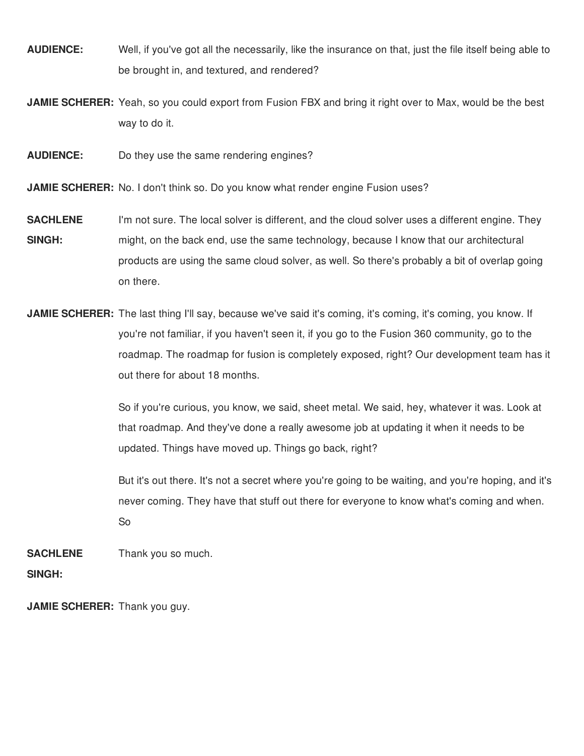**AUDIENCE:** Well, if you've got all the necessarily, like the insurance on that, just the file itself being able to be brought in, and textured, and rendered?

**JAMIE SCHERER:** Yeah, so you could export from Fusion FBX and bring it right over to Max, would be the best way to do it.

**AUDIENCE:** Do they use the same rendering engines?

**JAMIE SCHERER:** No. I don't think so. Do you know what render engine Fusion uses?

**SACHLENE SINGH:** I'm not sure. The local solver is different, and the cloud solver uses a different engine. They might, on the back end, use the same technology, because I know that our architectural products are using the same cloud solver, as well. So there's probably a bit of overlap going on there.

**JAMIE SCHERER:** The last thing I'll say, because we've said it's coming, it's coming, it's coming, you know. If you're not familiar, if you haven't seen it, if you go to the Fusion 360 community, go to the roadmap. The roadmap for fusion is completely exposed, right? Our development team has it out there for about 18 months.

So if you're curious, you know, we said, sheet metal. We said, hey, whatever it was. Look at that roadmap. And they've done a really awesome job at updating it when it needs to be updated. Things have moved up. Things go back, right?

But it's out there. It's not a secret where you're going to be waiting, and you're hoping, and it's never coming. They have that stuff out there for everyone to know what's coming and when. So

**SACHLENE SINGH:** Thank you so much.

**JAMIE SCHERER:** Thank you guy.